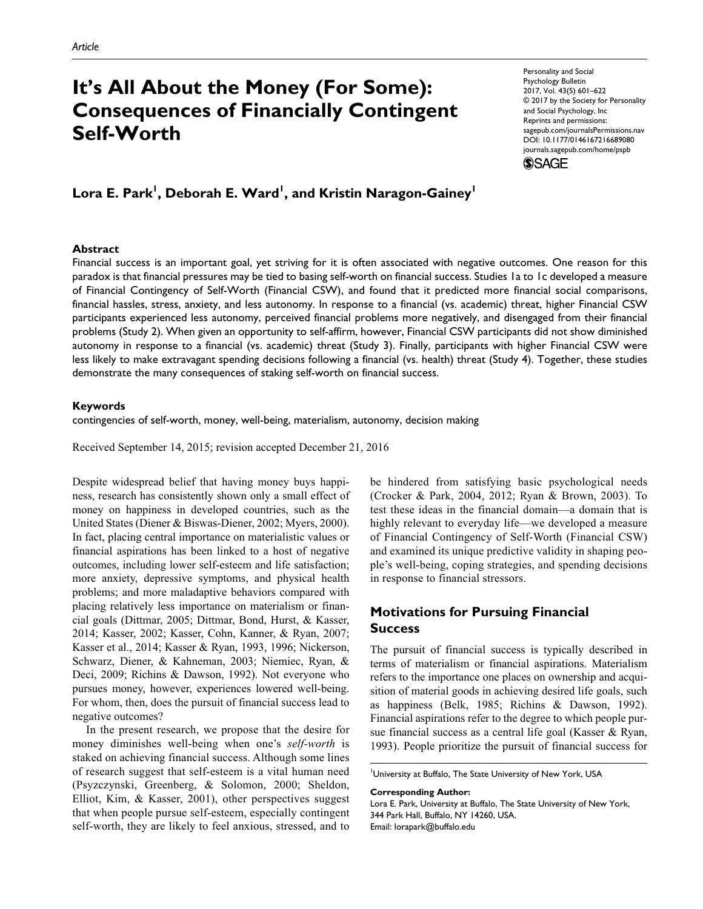Article

# It's All About the Money (For Some): Consequences of Financially Contingent Self-Worth

Personality and Social Psychology Bulletin
2017, Vol. 43(5) 601–622
© 2017 by the Society for Personality and Social Psychology, Inc
Reprints and permissions: sagepub.com/journalsPermissions.nav
DOI: 10.1177/0146167216689080
journals.sagepub.com/home/pspb

**Lora E. Park[1], Deborah E. Ward[1], and Kristin Naragon-Gainey[1]**

## Abstract

Financial success is an important goal, yet striving for it is often associated with negative outcomes. One reason for this paradox is that financial pressures may be tied to basing self-worth on financial success. Studies 1a to 1c developed a measure of Financial Contingency of Self-Worth (Financial CSW), and found that it predicted more financial social comparisons, financial hassles, stress, anxiety, and less autonomy. In response to a financial (vs. academic) threat, higher Financial CSW participants experienced less autonomy, perceived financial problems more negatively, and disengaged from their financial problems (Study 2). When given an opportunity to self-affirm, however, Financial CSW participants did not show diminished autonomy in response to a financial (vs. academic) threat (Study 3). Finally, participants with higher Financial CSW were less likely to make extravagant spending decisions following a financial (vs. health) threat (Study 4). Together, these studies demonstrate the many consequences of staking self-worth on financial success.

## Keywords

contingencies of self-worth, money, well-being, materialism, autonomy, decision making

Received September 14, 2015; revision accepted December 21, 2016

Despite widespread belief that having money buys happiness, research has consistently shown only a small effect of money on happiness in developed countries, such as the United States (Diener & Biswas-Diener, 2002; Myers, 2000). In fact, placing central importance on materialistic values or financial aspirations has been linked to a host of negative outcomes, including lower self-esteem and life satisfaction; more anxiety, depressive symptoms, and physical health problems; and more maladaptive behaviors compared with placing relatively less importance on materialism or financial goals (Dittmar, 2005; Dittmar, Bond, Hurst, & Kasser, 2014; Kasser, 2002; Kasser, Cohn, Kanner, & Ryan, 2007; Kasser et al., 2014; Kasser & Ryan, 1993, 1996; Nickerson, Schwarz, Diener, & Kahneman, 2003; Niemiec, Ryan, & Deci, 2009; Richins & Dawson, 1992). Not everyone who pursues money, however, experiences lowered well-being. For whom, then, does the pursuit of financial success lead to negative outcomes?

In the present research, we propose that the desire for money diminishes well-being when one's *self-worth* is staked on achieving financial success. Although some lines of research suggest that self-esteem is a vital human need (Pyszczynski, Greenberg, & Solomon, 2000; Sheldon, Elliot, Kim, & Kasser, 2001), other perspectives suggest that when people pursue self-esteem, especially contingent self-worth, they are likely to feel anxious, stressed, and to be hindered from satisfying basic psychological needs (Crocker & Park, 2004, 2012; Ryan & Brown, 2003). To test these ideas in the financial domain—a domain that is highly relevant to everyday life—we developed a measure of Financial Contingency of Self-Worth (Financial CSW) and examined its unique predictive validity in shaping people's well-being, coping strategies, and spending decisions in response to financial stressors.

## Motivations for Pursuing Financial Success

The pursuit of financial success is typically described in terms of materialism or financial aspirations. Materialism refers to the importance one places on ownership and acquisition of material goods in achieving desired life goals, such as happiness (Belk, 1985; Richins & Dawson, 1992). Financial aspirations refer to the degree to which people pursue financial success as a central life goal (Kasser & Ryan, 1993). People prioritize the pursuit of financial success for

[1]University at Buffalo, The State University of New York, USA

**Corresponding Author:**
Lora E. Park, University at Buffalo, The State University of New York, 344 Park Hall, Buffalo, NY 14260, USA.
Email: lorapark@buffalo.edu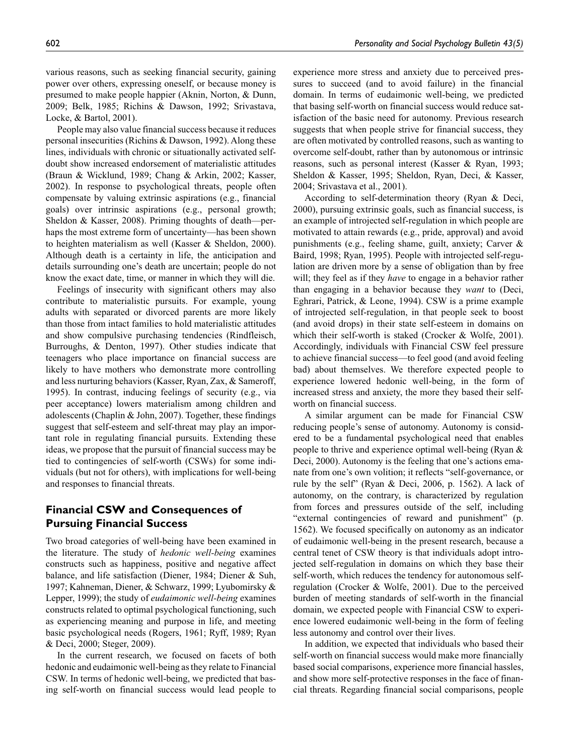various reasons, such as seeking financial security, gaining power over others, expressing oneself, or because money is presumed to make people happier (Aknin, Norton, & Dunn, 2009; Belk, 1985; Richins & Dawson, 1992; Srivastava, Locke, & Bartol, 2001).

People may also value financial success because it reduces personal insecurities (Richins & Dawson, 1992). Along these lines, individuals with chronic or situationally activated self-doubt show increased endorsement of materialistic attitudes (Braun & Wicklund, 1989; Chang & Arkin, 2002; Kasser, 2002). In response to psychological threats, people often compensate by valuing extrinsic aspirations (e.g., financial goals) over intrinsic aspirations (e.g., personal growth; Sheldon & Kasser, 2008). Priming thoughts of death—perhaps the most extreme form of uncertainty—has been shown to heighten materialism as well (Kasser & Sheldon, 2000). Although death is a certainty in life, the anticipation and details surrounding one's death are uncertain; people do not know the exact date, time, or manner in which they will die.

Feelings of insecurity with significant others may also contribute to materialistic pursuits. For example, young adults with separated or divorced parents are more likely than those from intact families to hold materialistic attitudes and show compulsive purchasing tendencies (Rindfleisch, Burroughs, & Denton, 1997). Other studies indicate that teenagers who place importance on financial success are likely to have mothers who demonstrate more controlling and less nurturing behaviors (Kasser, Ryan, Zax, & Sameroff, 1995). In contrast, inducing feelings of security (e.g., via peer acceptance) lowers materialism among children and adolescents (Chaplin & John, 2007). Together, these findings suggest that self-esteem and self-threat may play an important role in regulating financial pursuits. Extending these ideas, we propose that the pursuit of financial success may be tied to contingencies of self-worth (CSWs) for some individuals (but not for others), with implications for well-being and responses to financial threats.

## Financial CSW and Consequences of Pursuing Financial Success

Two broad categories of well-being have been examined in the literature. The study of *hedonic well-being* examines constructs such as happiness, positive and negative affect balance, and life satisfaction (Diener, 1984; Diener & Suh, 1997; Kahneman, Diener, & Schwarz, 1999; Lyubomirsky & Lepper, 1999); the study of *eudaimonic well-being* examines constructs related to optimal psychological functioning, such as experiencing meaning and purpose in life, and meeting basic psychological needs (Rogers, 1961; Ryff, 1989; Ryan & Deci, 2000; Steger, 2009).

In the current research, we focused on facets of both hedonic and eudaimonic well-being as they relate to Financial CSW. In terms of hedonic well-being, we predicted that basing self-worth on financial success would lead people to experience more stress and anxiety due to perceived pressures to succeed (and to avoid failure) in the financial domain. In terms of eudaimonic well-being, we predicted that basing self-worth on financial success would reduce satisfaction of the basic need for autonomy. Previous research suggests that when people strive for financial success, they are often motivated by controlled reasons, such as wanting to overcome self-doubt, rather than by autonomous or intrinsic reasons, such as personal interest (Kasser & Ryan, 1993; Sheldon & Kasser, 1995; Sheldon, Ryan, Deci, & Kasser, 2004; Srivastava et al., 2001).

According to self-determination theory (Ryan & Deci, 2000), pursuing extrinsic goals, such as financial success, is an example of introjected self-regulation in which people are motivated to attain rewards (e.g., pride, approval) and avoid punishments (e.g., feeling shame, guilt, anxiety; Carver & Baird, 1998; Ryan, 1995). People with introjected self-regulation are driven more by a sense of obligation than by free will; they feel as if they *have* to engage in a behavior rather than engaging in a behavior because they *want* to (Deci, Eghrari, Patrick, & Leone, 1994). CSW is a prime example of introjected self-regulation, in that people seek to boost (and avoid drops) in their state self-esteem in domains on which their self-worth is staked (Crocker & Wolfe, 2001). Accordingly, individuals with Financial CSW feel pressure to achieve financial success—to feel good (and avoid feeling bad) about themselves. We therefore expected people to experience lowered hedonic well-being, in the form of increased stress and anxiety, the more they based their self-worth on financial success.

A similar argument can be made for Financial CSW reducing people's sense of autonomy. Autonomy is considered to be a fundamental psychological need that enables people to thrive and experience optimal well-being (Ryan & Deci, 2000). Autonomy is the feeling that one's actions emanate from one's own volition; it reflects "self-governance, or rule by the self" (Ryan & Deci, 2006, p. 1562). A lack of autonomy, on the contrary, is characterized by regulation from forces and pressures outside of the self, including "external contingencies of reward and punishment" (p. 1562). We focused specifically on autonomy as an indicator of eudaimonic well-being in the present research, because a central tenet of CSW theory is that individuals adopt introjected self-regulation in domains on which they base their self-worth, which reduces the tendency for autonomous self-regulation (Crocker & Wolfe, 2001). Due to the perceived burden of meeting standards of self-worth in the financial domain, we expected people with Financial CSW to experience lowered eudaimonic well-being in the form of feeling less autonomy and control over their lives.

In addition, we expected that individuals who based their self-worth on financial success would make more financially based social comparisons, experience more financial hassles, and show more self-protective responses in the face of financial threats. Regarding financial social comparisons, people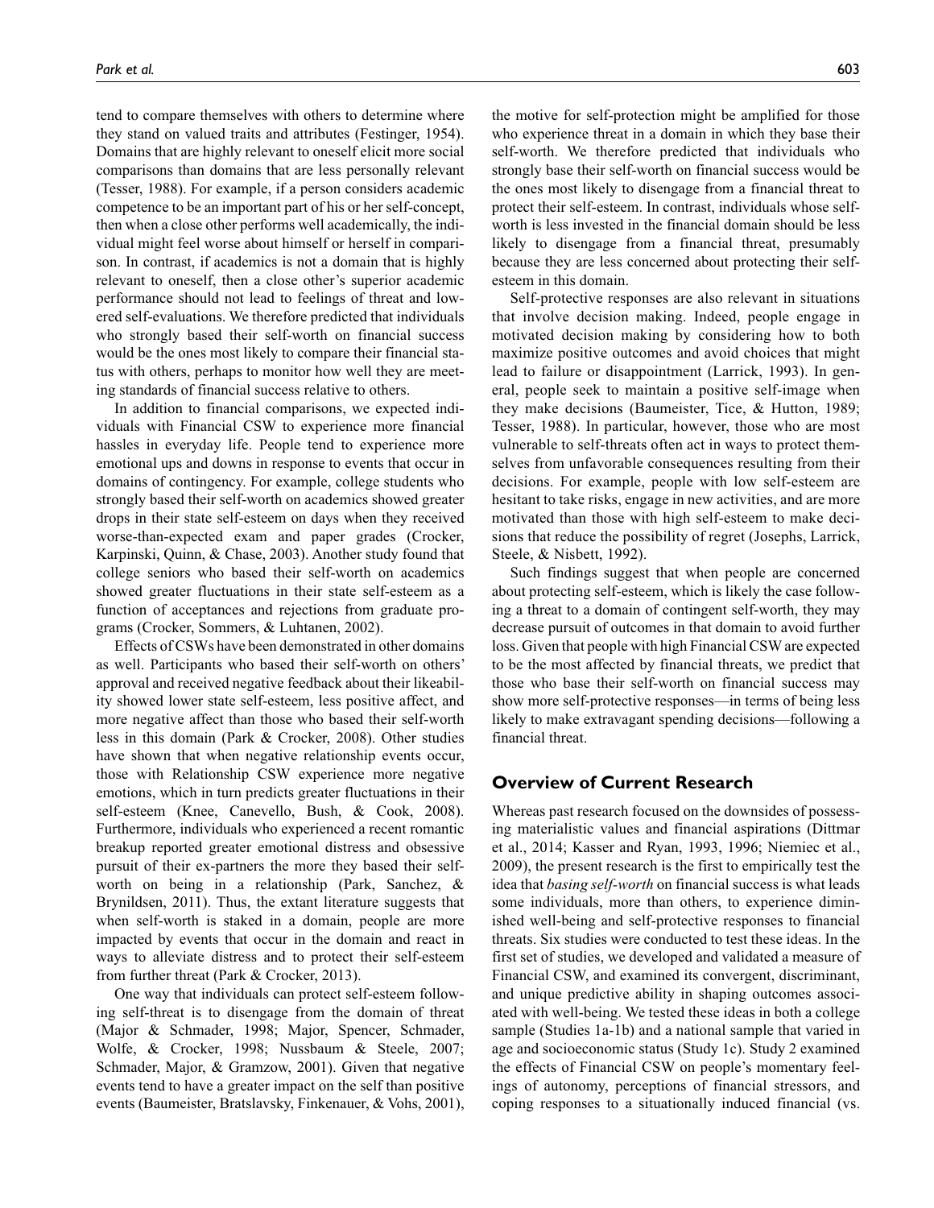tend to compare themselves with others to determine where they stand on valued traits and attributes (Festinger, 1954). Domains that are highly relevant to oneself elicit more social comparisons than domains that are less personally relevant (Tesser, 1988). For example, if a person considers academic competence to be an important part of his or her self-concept, then when a close other performs well academically, the individual might feel worse about himself or herself in comparison. In contrast, if academics is not a domain that is highly relevant to oneself, then a close other's superior academic performance should not lead to feelings of threat and lowered self-evaluations. We therefore predicted that individuals who strongly based their self-worth on financial success would be the ones most likely to compare their financial status with others, perhaps to monitor how well they are meeting standards of financial success relative to others.

In addition to financial comparisons, we expected individuals with Financial CSW to experience more financial hassles in everyday life. People tend to experience more emotional ups and downs in response to events that occur in domains of contingency. For example, college students who strongly based their self-worth on academics showed greater drops in their state self-esteem on days when they received worse-than-expected exam and paper grades (Crocker, Karpinski, Quinn, & Chase, 2003). Another study found that college seniors who based their self-worth on academics showed greater fluctuations in their state self-esteem as a function of acceptances and rejections from graduate programs (Crocker, Sommers, & Luhtanen, 2002).

Effects of CSWs have been demonstrated in other domains as well. Participants who based their self-worth on others' approval and received negative feedback about their likeability showed lower state self-esteem, less positive affect, and more negative affect than those who based their self-worth less in this domain (Park & Crocker, 2008). Other studies have shown that when negative relationship events occur, those with Relationship CSW experience more negative emotions, which in turn predicts greater fluctuations in their self-esteem (Knee, Canevello, Bush, & Cook, 2008). Furthermore, individuals who experienced a recent romantic breakup reported greater emotional distress and obsessive pursuit of their ex-partners the more they based their self-worth on being in a relationship (Park, Sanchez, & Brynildsen, 2011). Thus, the extant literature suggests that when self-worth is staked in a domain, people are more impacted by events that occur in the domain and react in ways to alleviate distress and to protect their self-esteem from further threat (Park & Crocker, 2013).

One way that individuals can protect self-esteem following self-threat is to disengage from the domain of threat (Major & Schmader, 1998; Major, Spencer, Schmader, Wolfe, & Crocker, 1998; Nussbaum & Steele, 2007; Schmader, Major, & Gramzow, 2001). Given that negative events tend to have a greater impact on the self than positive events (Baumeister, Bratslavsky, Finkenauer, & Vohs, 2001), the motive for self-protection might be amplified for those who experience threat in a domain in which they base their self-worth. We therefore predicted that individuals who strongly base their self-worth on financial success would be the ones most likely to disengage from a financial threat to protect their self-esteem. In contrast, individuals whose self-worth is less invested in the financial domain should be less likely to disengage from a financial threat, presumably because they are less concerned about protecting their self-esteem in this domain.

Self-protective responses are also relevant in situations that involve decision making. Indeed, people engage in motivated decision making by considering how to both maximize positive outcomes and avoid choices that might lead to failure or disappointment (Larrick, 1993). In general, people seek to maintain a positive self-image when they make decisions (Baumeister, Tice, & Hutton, 1989; Tesser, 1988). In particular, however, those who are most vulnerable to self-threats often act in ways to protect themselves from unfavorable consequences resulting from their decisions. For example, people with low self-esteem are hesitant to take risks, engage in new activities, and are more motivated than those with high self-esteem to make decisions that reduce the possibility of regret (Josephs, Larrick, Steele, & Nisbett, 1992).

Such findings suggest that when people are concerned about protecting self-esteem, which is likely the case following a threat to a domain of contingent self-worth, they may decrease pursuit of outcomes in that domain to avoid further loss. Given that people with high Financial CSW are expected to be the most affected by financial threats, we predict that those who base their self-worth on financial success may show more self-protective responses—in terms of being less likely to make extravagant spending decisions—following a financial threat.

## Overview of Current Research

Whereas past research focused on the downsides of possessing materialistic values and financial aspirations (Dittmar et al., 2014; Kasser and Ryan, 1993, 1996; Niemiec et al., 2009), the present research is the first to empirically test the idea that *basing self-worth* on financial success is what leads some individuals, more than others, to experience diminished well-being and self-protective responses to financial threats. Six studies were conducted to test these ideas. In the first set of studies, we developed and validated a measure of Financial CSW, and examined its convergent, discriminant, and unique predictive ability in shaping outcomes associated with well-being. We tested these ideas in both a college sample (Studies 1a-1b) and a national sample that varied in age and socioeconomic status (Study 1c). Study 2 examined the effects of Financial CSW on people's momentary feelings of autonomy, perceptions of financial stressors, and coping responses to a situationally induced financial (vs.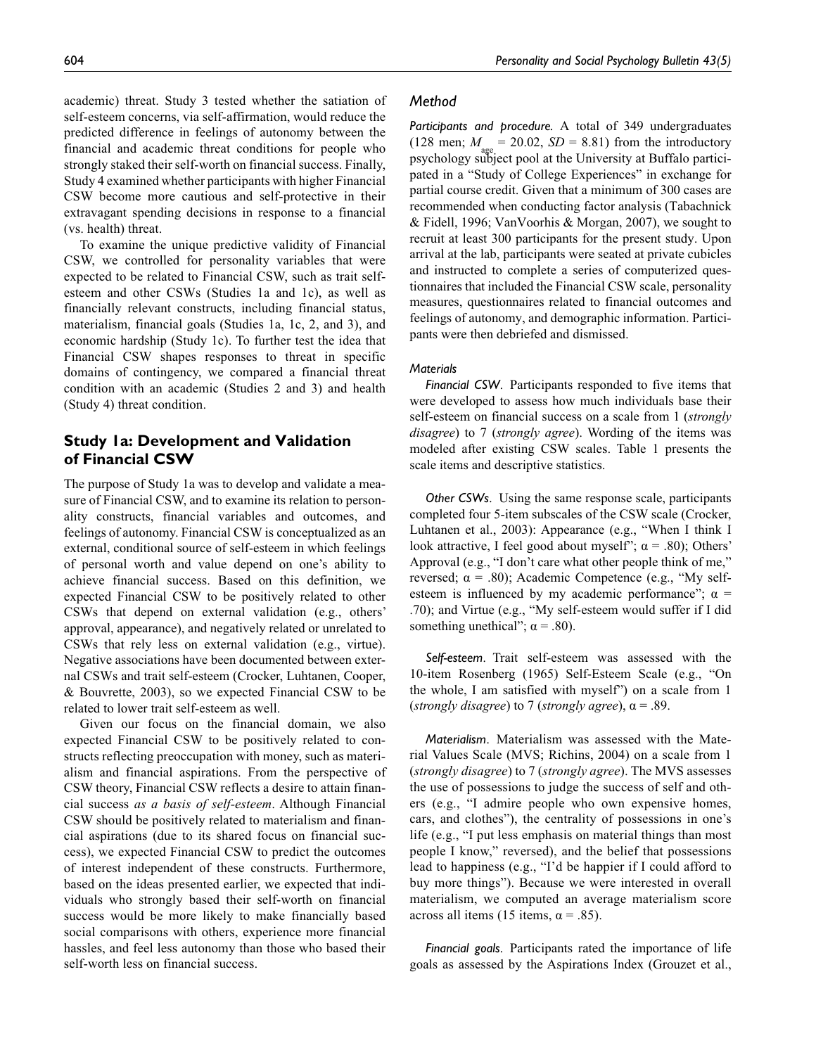academic) threat. Study 3 tested whether the satiation of self-esteem concerns, via self-affirmation, would reduce the predicted difference in feelings of autonomy between the financial and academic threat conditions for people who strongly staked their self-worth on financial success. Finally, Study 4 examined whether participants with higher Financial CSW become more cautious and self-protective in their extravagant spending decisions in response to a financial (vs. health) threat.

To examine the unique predictive validity of Financial CSW, we controlled for personality variables that were expected to be related to Financial CSW, such as trait self-esteem and other CSWs (Studies 1a and 1c), as well as financially relevant constructs, including financial status, materialism, financial goals (Studies 1a, 1c, 2, and 3), and economic hardship (Study 1c). To further test the idea that Financial CSW shapes responses to threat in specific domains of contingency, we compared a financial threat condition with an academic (Studies 2 and 3) and health (Study 4) threat condition.

## Study 1a: Development and Validation of Financial CSW

The purpose of Study 1a was to develop and validate a measure of Financial CSW, and to examine its relation to personality constructs, financial variables and outcomes, and feelings of autonomy. Financial CSW is conceptualized as an external, conditional source of self-esteem in which feelings of personal worth and value depend on one's ability to achieve financial success. Based on this definition, we expected Financial CSW to be positively related to other CSWs that depend on external validation (e.g., others' approval, appearance), and negatively related or unrelated to CSWs that rely less on external validation (e.g., virtue). Negative associations have been documented between external CSWs and trait self-esteem (Crocker, Luhtanen, Cooper, & Bouvrette, 2003), so we expected Financial CSW to be related to lower trait self-esteem as well.

Given our focus on the financial domain, we also expected Financial CSW to be positively related to constructs reflecting preoccupation with money, such as materialism and financial aspirations. From the perspective of CSW theory, Financial CSW reflects a desire to attain financial success *as a basis of self-esteem*. Although Financial CSW should be positively related to materialism and financial aspirations (due to its shared focus on financial success), we expected Financial CSW to predict the outcomes of interest independent of these constructs. Furthermore, based on the ideas presented earlier, we expected that individuals who strongly based their self-worth on financial success would be more likely to make financially based social comparisons with others, experience more financial hassles, and feel less autonomy than those who based their self-worth less on financial success.

### Method

*Participants and procedure.* A total of 349 undergraduates (128 men; $M_{age}$ = 20.02, $SD$ = 8.81) from the introductory psychology subject pool at the University at Buffalo participated in a "Study of College Experiences" in exchange for partial course credit. Given that a minimum of 300 cases are recommended when conducting factor analysis (Tabachnick & Fidell, 1996; VanVoorhis & Morgan, 2007), we sought to recruit at least 300 participants for the present study. Upon arrival at the lab, participants were seated at private cubicles and instructed to complete a series of computerized questionnaires that included the Financial CSW scale, personality measures, questionnaires related to financial outcomes and feelings of autonomy, and demographic information. Participants were then debriefed and dismissed.

#### Materials

*Financial CSW*. Participants responded to five items that were developed to assess how much individuals base their self-esteem on financial success on a scale from 1 (*strongly disagree*) to 7 (*strongly agree*). Wording of the items was modeled after existing CSW scales. Table 1 presents the scale items and descriptive statistics.

*Other CSWs*. Using the same response scale, participants completed four 5-item subscales of the CSW scale (Crocker, Luhtanen et al., 2003): Appearance (e.g., "When I think I look attractive, I feel good about myself"; $\alpha$ = .80); Others' Approval (e.g., "I don't care what other people think of me," reversed; $\alpha$ = .80); Academic Competence (e.g., "My self-esteem is influenced by my academic performance"; $\alpha$ = .70); and Virtue (e.g., "My self-esteem would suffer if I did something unethical"; $\alpha$ = .80).

*Self-esteem*. Trait self-esteem was assessed with the 10-item Rosenberg (1965) Self-Esteem Scale (e.g., "On the whole, I am satisfied with myself") on a scale from 1 (*strongly disagree*) to 7 (*strongly agree*), $\alpha$ = .89.

*Materialism*. Materialism was assessed with the Material Values Scale (MVS; Richins, 2004) on a scale from 1 (*strongly disagree*) to 7 (*strongly agree*). The MVS assesses the use of possessions to judge the success of self and others (e.g., "I admire people who own expensive homes, cars, and clothes"), the centrality of possessions in one's life (e.g., "I put less emphasis on material things than most people I know," reversed), and the belief that possessions lead to happiness (e.g., "I'd be happier if I could afford to buy more things"). Because we were interested in overall materialism, we computed an average materialism score across all items (15 items, $\alpha$ = .85).

*Financial goals*. Participants rated the importance of life goals as assessed by the Aspirations Index (Grouzet et al.,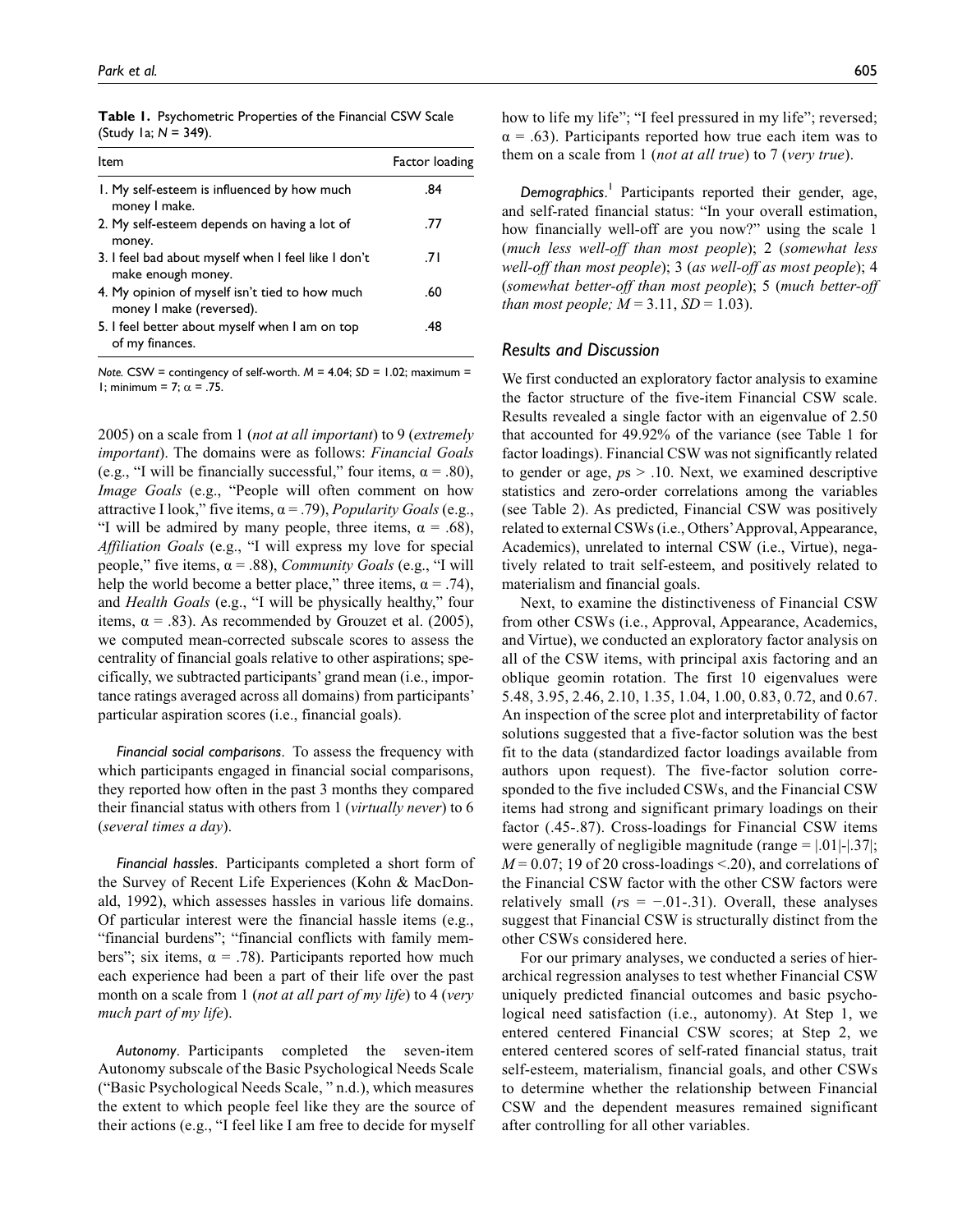**Table 1.** Psychometric Properties of the Financial CSW Scale (Study 1a; $N = 349$).

| Item | Factor loading |
|---|---|
| 1. My self-esteem is influenced by how much money I make. | .84 |
| 2. My self-esteem depends on having a lot of money. | .77 |
| 3. I feel bad about myself when I feel like I don't make enough money. | .71 |
| 4. My opinion of myself isn't tied to how much money I make (reversed). | .60 |
| 5. I feel better about myself when I am on top of my finances. | .48 |

*Note.* CSW = contingency of self-worth. $M = 4.04$; $SD = 1.02$; maximum = 1; minimum = 7; $\alpha = .75$.

2005) on a scale from 1 (*not at all important*) to 9 (*extremely important*). The domains were as follows: *Financial Goals* (e.g., "I will be financially successful," four items, $\alpha = .80$), *Image Goals* (e.g., "People will often comment on how attractive I look," five items, $\alpha = .79$), *Popularity Goals* (e.g., "I will be admired by many people, three items, $\alpha = .68$), *Affiliation Goals* (e.g., "I will express my love for special people," five items, $\alpha = .88$), *Community Goals* (e.g., "I will help the world become a better place," three items, $\alpha = .74$), and *Health Goals* (e.g., "I will be physically healthy," four items, $\alpha = .83$). As recommended by Grouzet et al. (2005), we computed mean-corrected subscale scores to assess the centrality of financial goals relative to other aspirations; specifically, we subtracted participants' grand mean (i.e., importance ratings averaged across all domains) from participants' particular aspiration scores (i.e., financial goals).

*Financial social comparisons*. To assess the frequency with which participants engaged in financial social comparisons, they reported how often in the past 3 months they compared their financial status with others from 1 (*virtually never*) to 6 (*several times a day*).

*Financial hassles*. Participants completed a short form of the Survey of Recent Life Experiences (Kohn & MacDonald, 1992), which assesses hassles in various life domains. Of particular interest were the financial hassle items (e.g., "financial burdens"; "financial conflicts with family members"; six items, $\alpha = .78$). Participants reported how much each experience had been a part of their life over the past month on a scale from 1 (*not at all part of my life*) to 4 (*very much part of my life*).

*Autonomy*. Participants completed the seven-item Autonomy subscale of the Basic Psychological Needs Scale ("Basic Psychological Needs Scale, " n.d.), which measures the extent to which people feel like they are the source of their actions (e.g., "I feel like I am free to decide for myself how to life my life"; "I feel pressured in my life"; reversed; $\alpha = .63$). Participants reported how true each item was to them on a scale from 1 (*not at all true*) to 7 (*very true*).

*Demographics*.[1] Participants reported their gender, age, and self-rated financial status: "In your overall estimation, how financially well-off are you now?" using the scale 1 (*much less well-off than most people*); 2 (*somewhat less well-off than most people*); 3 (*as well-off as most people*); 4 (*somewhat better-off than most people*); 5 (*much better-off than most people; $M = 3.11$, $SD = 1.03$*).

## Results and Discussion

We first conducted an exploratory factor analysis to examine the factor structure of the five-item Financial CSW scale. Results revealed a single factor with an eigenvalue of 2.50 that accounted for 49.92% of the variance (see Table 1 for factor loadings). Financial CSW was not significantly related to gender or age, $ps > .10$. Next, we examined descriptive statistics and zero-order correlations among the variables (see Table 2). As predicted, Financial CSW was positively related to external CSWs (i.e., Others' Approval, Appearance, Academics), unrelated to internal CSW (i.e., Virtue), negatively related to trait self-esteem, and positively related to materialism and financial goals.

Next, to examine the distinctiveness of Financial CSW from other CSWs (i.e., Approval, Appearance, Academics, and Virtue), we conducted an exploratory factor analysis on all of the CSW items, with principal axis factoring and an oblique geomin rotation. The first 10 eigenvalues were 5.48, 3.95, 2.46, 2.10, 1.35, 1.04, 1.00, 0.83, 0.72, and 0.67. An inspection of the scree plot and interpretability of factor solutions suggested that a five-factor solution was the best fit to the data (standardized factor loadings available from authors upon request). The five-factor solution corresponded to the five included CSWs, and the Financial CSW items had strong and significant primary loadings on their factor (.45-.87). Cross-loadings for Financial CSW items were generally of negligible magnitude (range = |.01|-|.37|; $M = 0.07$; 19 of 20 cross-loadings <.20), and correlations of the Financial CSW factor with the other CSW factors were relatively small ($rs = -.01$-.31). Overall, these analyses suggest that Financial CSW is structurally distinct from the other CSWs considered here.

For our primary analyses, we conducted a series of hierarchical regression analyses to test whether Financial CSW uniquely predicted financial outcomes and basic psychological need satisfaction (i.e., autonomy). At Step 1, we entered centered Financial CSW scores; at Step 2, we entered centered scores of self-rated financial status, trait self-esteem, materialism, financial goals, and other CSWs to determine whether the relationship between Financial CSW and the dependent measures remained significant after controlling for all other variables.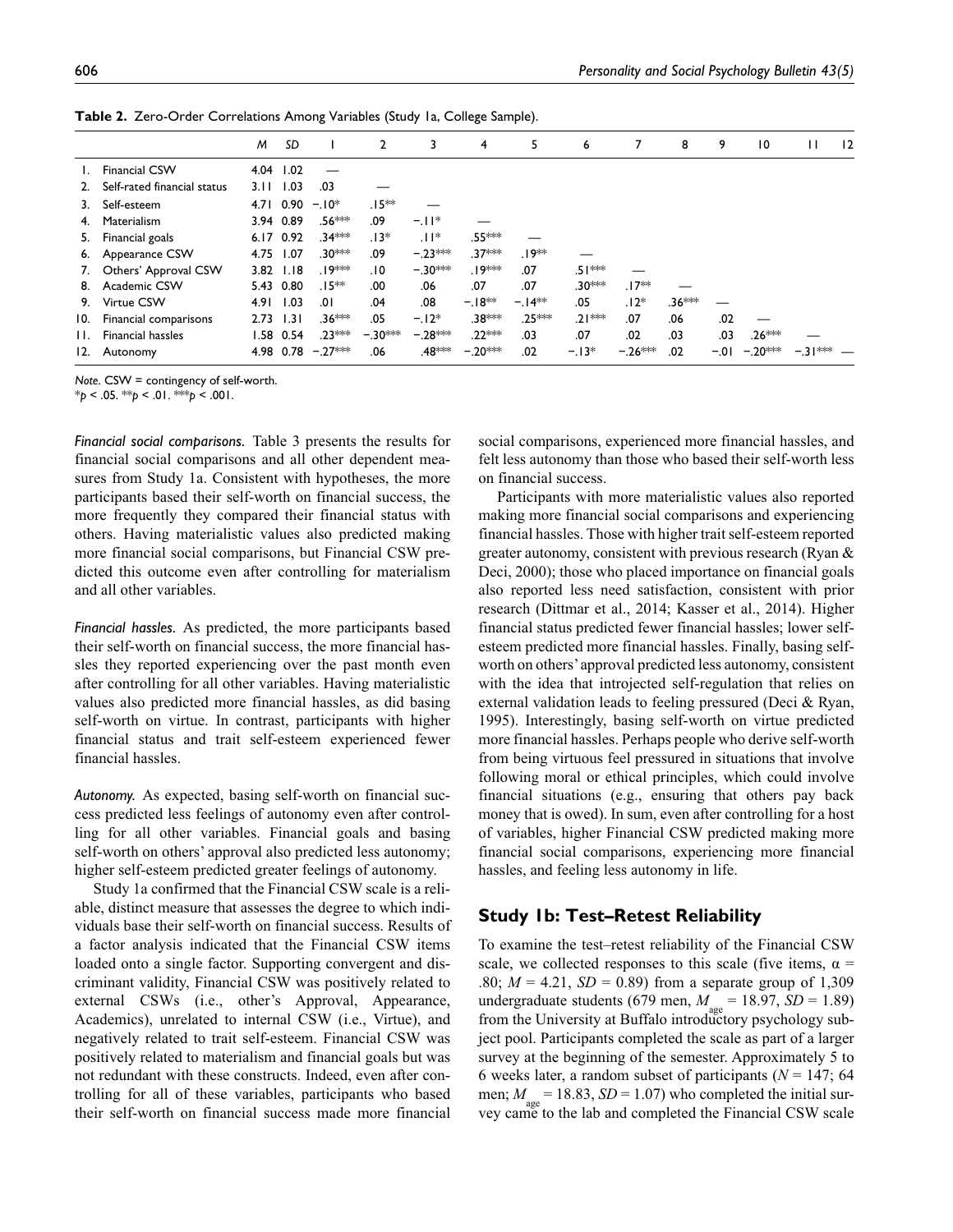**Table 2.** Zero-Order Correlations Among Variables (Study 1a, College Sample).

| | | *M* | *SD* | 1 | 2 | 3 | 4 | 5 | 6 | 7 | 8 | 9 | 10 | 11 | 12 |
|---|---|---|---|---|---|---|---|---|---|---|---|---|---|---|---|
| 1. | Financial CSW | 4.04 | 1.02 | — | | | | | | | | | | | |
| 2. | Self-rated financial status | 3.11 | 1.03 | .03 | — | | | | | | | | | | |
| 3. | Self-esteem | 4.71 | 0.90 | −.10* | .15** | — | | | | | | | | | |
| 4. | Materialism | 3.94 | 0.89 | .56*** | .09 | −.11* | — | | | | | | | | |
| 5. | Financial goals | 6.17 | 0.92 | .34*** | .13* | .11* | .55*** | — | | | | | | | |
| 6. | Appearance CSW | 4.75 | 1.07 | .30*** | .09 | −.23*** | .37*** | .19** | — | | | | | | |
| 7. | Others' Approval CSW | 3.82 | 1.18 | .19*** | .10 | −.30*** | .19*** | .07 | .51*** | — | | | | | |
| 8. | Academic CSW | 5.43 | 0.80 | .15** | .00 | .06 | .07 | .07 | .30*** | .17** | — | | | | |
| 9. | Virtue CSW | 4.91 | 1.03 | .01 | .04 | .08 | −.18** | −.14** | .05 | .12* | .36*** | — | | | |
| 10. | Financial comparisons | 2.73 | 1.31 | .36*** | .05 | −.12* | .38*** | .25*** | .21*** | .07 | .06 | .02 | — | | |
| 11. | Financial hassles | 1.58 | 0.54 | .23*** | −.30*** | −.28*** | .22*** | .03 | .07 | .02 | .03 | .03 | .26*** | — | |
| 12. | Autonomy | 4.98 | 0.78 | −.27*** | .06 | .48*** | −.20*** | .02 | −.13* | −.26*** | .02 | −.01 | −.20*** | −.31*** | — |

*Note.* CSW = contingency of self-worth.
*$p < .05$. **$p < .01$. ***$p < .001$.

*Financial social comparisons.* Table 3 presents the results for financial social comparisons and all other dependent measures from Study 1a. Consistent with hypotheses, the more participants based their self-worth on financial success, the more frequently they compared their financial status with others. Having materialistic values also predicted making more financial social comparisons, but Financial CSW predicted this outcome even after controlling for materialism and all other variables.

*Financial hassles.* As predicted, the more participants based their self-worth on financial success, the more financial hassles they reported experiencing over the past month even after controlling for all other variables. Having materialistic values also predicted more financial hassles, as did basing self-worth on virtue. In contrast, participants with higher financial status and trait self-esteem experienced fewer financial hassles.

*Autonomy.* As expected, basing self-worth on financial success predicted less feelings of autonomy even after controlling for all other variables. Financial goals and basing self-worth on others' approval also predicted less autonomy; higher self-esteem predicted greater feelings of autonomy.

Study 1a confirmed that the Financial CSW scale is a reliable, distinct measure that assesses the degree to which individuals base their self-worth on financial success. Results of a factor analysis indicated that the Financial CSW items loaded onto a single factor. Supporting convergent and discriminant validity, Financial CSW was positively related to external CSWs (i.e., other's Approval, Appearance, Academics), unrelated to internal CSW (i.e., Virtue), and negatively related to trait self-esteem. Financial CSW was positively related to materialism and financial goals but was not redundant with these constructs. Indeed, even after controlling for all of these variables, participants who based their self-worth on financial success made more financial social comparisons, experienced more financial hassles, and felt less autonomy than those who based their self-worth less on financial success.

Participants with more materialistic values also reported making more financial social comparisons and experiencing financial hassles. Those with higher trait self-esteem reported greater autonomy, consistent with previous research (Ryan & Deci, 2000); those who placed importance on financial goals also reported less need satisfaction, consistent with prior research (Dittmar et al., 2014; Kasser et al., 2014). Higher financial status predicted fewer financial hassles; lower self-esteem predicted more financial hassles. Finally, basing self-worth on others' approval predicted less autonomy, consistent with the idea that introjected self-regulation that relies on external validation leads to feeling pressured (Deci & Ryan, 1995). Interestingly, basing self-worth on virtue predicted more financial hassles. Perhaps people who derive self-worth from being virtuous feel pressured in situations that involve following moral or ethical principles, which could involve financial situations (e.g., ensuring that others pay back money that is owed). In sum, even after controlling for a host of variables, higher Financial CSW predicted making more financial social comparisons, experiencing more financial hassles, and feeling less autonomy in life.

## Study 1b: Test–Retest Reliability

To examine the test–retest reliability of the Financial CSW scale, we collected responses to this scale (five items, $\alpha = .80$; $M = 4.21$, $SD = 0.89$) from a separate group of 1,309 undergraduate students (679 men, $M_{age} = 18.97$, $SD = 1.89$) from the University at Buffalo introductory psychology subject pool. Participants completed the scale as part of a larger survey at the beginning of the semester. Approximately 5 to 6 weeks later, a random subset of participants ($N = 147$; 64 men; $M_{age} = 18.83$, $SD = 1.07$) who completed the initial survey came to the lab and completed the Financial CSW scale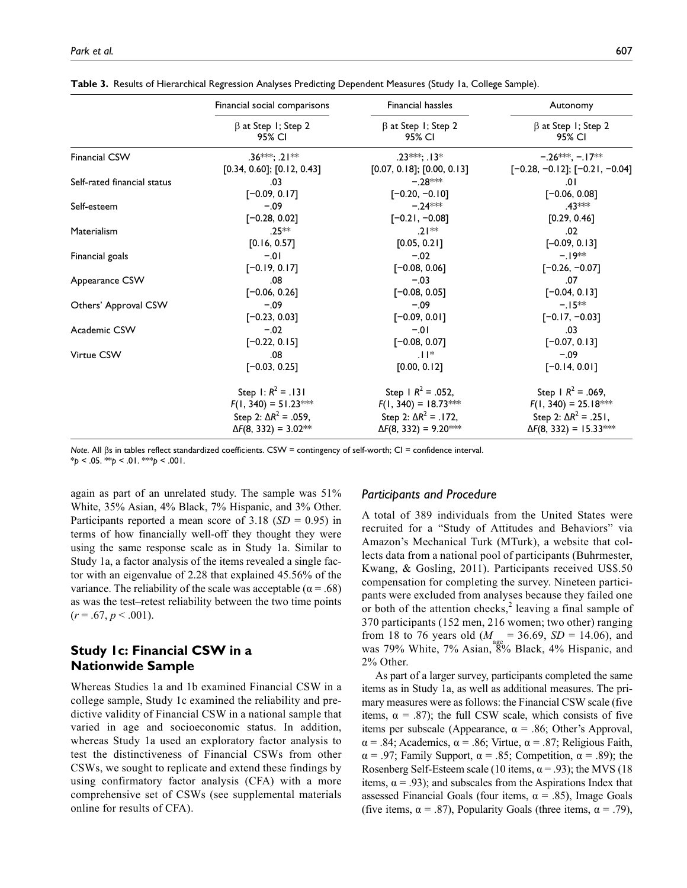**Table 3.** Results of Hierarchical Regression Analyses Predicting Dependent Measures (Study 1a, College Sample).

| | Financial social comparisons | Financial hassles | Autonomy |
|---|---|---|---|
| | β at Step 1; Step 2 95% CI | β at Step 1; Step 2 95% CI | β at Step 1; Step 2 95% CI |
| Financial CSW | .36***; .21** [0.34, 0.60]; [0.12, 0.43] | .23***; .13* [0.07, 0.18]; [0.00, 0.13] | −.26***, −.17** [−0.28, −0.12]; [−0.21, −0.04] |
| Self-rated financial status | .03 [−0.09, 0.17] | −.28*** [−0.20, −0.10] | .01 [−0.06, 0.08] |
| Self-esteem | −.09 [−0.28, 0.02] | −.24*** [−0.21, −0.08] | .43*** [0.29, 0.46] |
| Materialism | .25** [0.16, 0.57] | .21** [0.05, 0.21] | .02 [–0.09, 0.13] |
| Financial goals | −.01 [−0.19, 0.17] | −.02 [−0.08, 0.06] | −.19** [−0.26, −0.07] |
| Appearance CSW | .08 [−0.06, 0.26] | −.03 [−0.08, 0.05] | .07 [−0.04, 0.13] |
| Others' Approval CSW | −.09 [−0.23, 0.03] | −.09 [−0.09, 0.01] | −.15** [−0.17, −0.03] |
| Academic CSW | −.02 [−0.22, 0.15] | −.01 [−0.08, 0.07] | .03 [−0.07, 0.13] |
| Virtue CSW | .08 [−0.03, 0.25] | .11* [0.00, 0.12] | −.09 [−0.14, 0.01] |
| | Step 1: $R^2 = .131$, $F(1, 340) = 51.23$*** Step 2: $\Delta R^2 = .059$, $\Delta F(8, 332) = 3.02$** | Step 1 $R^2 = .052$, $F(1, 340) = 18.73$*** Step 2: $\Delta R^2 = .172$, $\Delta F(8, 332) = 9.20$*** | Step 1 $R^2 = .069$, $F(1, 340) = 25.18$*** Step 2: $\Delta R^2 = .251$, $\Delta F(8, 332) = 15.33$*** |

*Note.* All βs in tables reflect standardized coefficients. CSW = contingency of self-worth; CI = confidence interval.
*$p < .05$. **$p < .01$. ***$p < .001$.

again as part of an unrelated study. The sample was 51% White, 35% Asian, 4% Black, 7% Hispanic, and 3% Other. Participants reported a mean score of 3.18 ($SD = 0.95$) in terms of how financially well-off they thought they were using the same response scale as in Study 1a. Similar to Study 1a, a factor analysis of the items revealed a single factor with an eigenvalue of 2.28 that explained 45.56% of the variance. The reliability of the scale was acceptable ($\alpha = .68$) as was the test–retest reliability between the two time points ($r = .67$, $p < .001$).

## Study 1c: Financial CSW in a Nationwide Sample

Whereas Studies 1a and 1b examined Financial CSW in a college sample, Study 1c examined the reliability and predictive validity of Financial CSW in a national sample that varied in age and socioeconomic status. In addition, whereas Study 1a used an exploratory factor analysis to test the distinctiveness of Financial CSWs from other CSWs, we sought to replicate and extend these findings by using confirmatory factor analysis (CFA) with a more comprehensive set of CSWs (see supplemental materials online for results of CFA).

### Participants and Procedure

A total of 389 individuals from the United States were recruited for a "Study of Attitudes and Behaviors" via Amazon's Mechanical Turk (MTurk), a website that collects data from a national pool of participants (Buhrmester, Kwang, & Gosling, 2011). Participants received US$.50 compensation for completing the survey. Nineteen participants were excluded from analyses because they failed one or both of the attention checks,[2] leaving a final sample of 370 participants (152 men, 216 women; two other) ranging from 18 to 76 years old ($M_{age} = 36.69$, $SD = 14.06$), and was 79% White, 7% Asian, 8% Black, 4% Hispanic, and 2% Other.

As part of a larger survey, participants completed the same items as in Study 1a, as well as additional measures. The primary measures were as follows: the Financial CSW scale (five items, $\alpha = .87$); the full CSW scale, which consists of five items per subscale (Appearance, $\alpha = .86$; Other's Approval, $\alpha = .84$; Academics, $\alpha = .86$; Virtue, $\alpha = .87$; Religious Faith, $\alpha = .97$; Family Support, $\alpha = .85$; Competition, $\alpha = .89$); the Rosenberg Self-Esteem scale (10 items, $\alpha = .93$); the MVS (18 items, $\alpha = .93$); and subscales from the Aspirations Index that assessed Financial Goals (four items, $\alpha = .85$), Image Goals (five items, $\alpha = .87$), Popularity Goals (three items, $\alpha = .79$),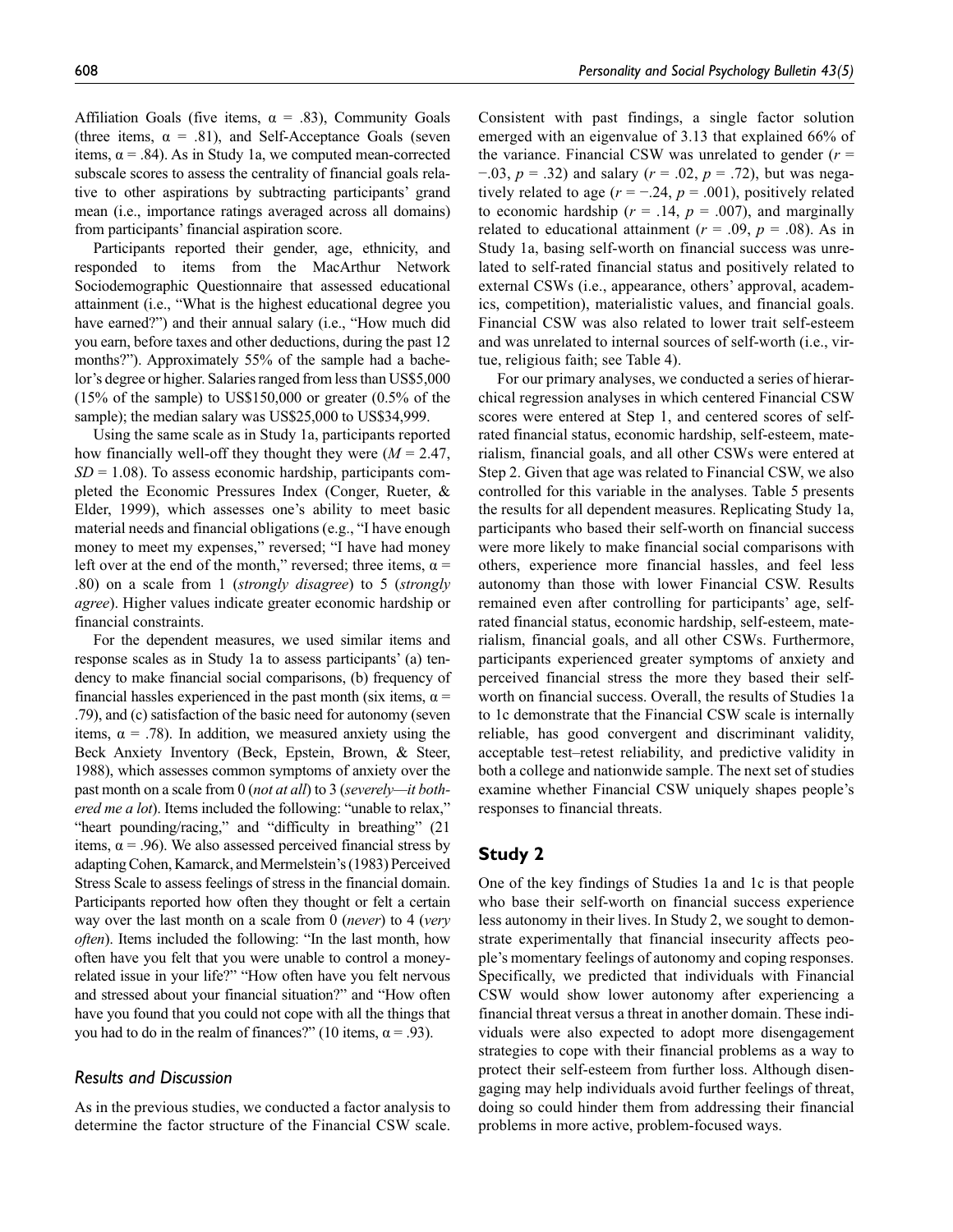Affiliation Goals (five items, $\alpha$ = .83), Community Goals (three items, $\alpha$ = .81), and Self-Acceptance Goals (seven items, $\alpha$ = .84). As in Study 1a, we computed mean-corrected subscale scores to assess the centrality of financial goals relative to other aspirations by subtracting participants' grand mean (i.e., importance ratings averaged across all domains) from participants' financial aspiration score.

Participants reported their gender, age, ethnicity, and responded to items from the MacArthur Network Sociodemographic Questionnaire that assessed educational attainment (i.e., "What is the highest educational degree you have earned?") and their annual salary (i.e., "How much did you earn, before taxes and other deductions, during the past 12 months?"). Approximately 55% of the sample had a bachelor's degree or higher. Salaries ranged from less than US\$5,000 (15% of the sample) to US\$150,000 or greater (0.5% of the sample); the median salary was US\$25,000 to US\$34,999.

Using the same scale as in Study 1a, participants reported how financially well-off they thought they were ($M$ = 2.47, $SD$ = 1.08). To assess economic hardship, participants completed the Economic Pressures Index (Conger, Rueter, & Elder, 1999), which assesses one's ability to meet basic material needs and financial obligations (e.g., "I have enough money to meet my expenses," reversed; "I have had money left over at the end of the month," reversed; three items, $\alpha$ = .80) on a scale from 1 (*strongly disagree*) to 5 (*strongly agree*). Higher values indicate greater economic hardship or financial constraints.

For the dependent measures, we used similar items and response scales as in Study 1a to assess participants' (a) tendency to make financial social comparisons, (b) frequency of financial hassles experienced in the past month (six items, $\alpha$ = .79), and (c) satisfaction of the basic need for autonomy (seven items, $\alpha$ = .78). In addition, we measured anxiety using the Beck Anxiety Inventory (Beck, Epstein, Brown, & Steer, 1988), which assesses common symptoms of anxiety over the past month on a scale from 0 (*not at all*) to 3 (*severely—it bothered me a lot*). Items included the following: "unable to relax," "heart pounding/racing," and "difficulty in breathing" (21 items, $\alpha$ = .96). We also assessed perceived financial stress by adapting Cohen, Kamarck, and Mermelstein's (1983) Perceived Stress Scale to assess feelings of stress in the financial domain. Participants reported how often they thought or felt a certain way over the last month on a scale from 0 (*never*) to 4 (*very often*). Items included the following: "In the last month, how often have you felt that you were unable to control a money-related issue in your life?" "How often have you felt nervous and stressed about your financial situation?" and "How often have you found that you could not cope with all the things that you had to do in the realm of finances?" (10 items, $\alpha$ = .93).

### *Results and Discussion*

As in the previous studies, we conducted a factor analysis to determine the factor structure of the Financial CSW scale. Consistent with past findings, a single factor solution emerged with an eigenvalue of 3.13 that explained 66% of the variance. Financial CSW was unrelated to gender ($r$ = −.03, $p$ = .32) and salary ($r$ = .02, $p$ = .72), but was negatively related to age ($r$ = −.24, $p$ = .001), positively related to economic hardship ($r$ = .14, $p$ = .007), and marginally related to educational attainment ($r$ = .09, $p$ = .08). As in Study 1a, basing self-worth on financial success was unrelated to self-rated financial status and positively related to external CSWs (i.e., appearance, others' approval, academics, competition), materialistic values, and financial goals. Financial CSW was also related to lower trait self-esteem and was unrelated to internal sources of self-worth (i.e., virtue, religious faith; see Table 4).

For our primary analyses, we conducted a series of hierarchical regression analyses in which centered Financial CSW scores were entered at Step 1, and centered scores of self-rated financial status, economic hardship, self-esteem, materialism, financial goals, and all other CSWs were entered at Step 2. Given that age was related to Financial CSW, we also controlled for this variable in the analyses. Table 5 presents the results for all dependent measures. Replicating Study 1a, participants who based their self-worth on financial success were more likely to make financial social comparisons with others, experience more financial hassles, and feel less autonomy than those with lower Financial CSW. Results remained even after controlling for participants' age, self-rated financial status, economic hardship, self-esteem, materialism, financial goals, and all other CSWs. Furthermore, participants experienced greater symptoms of anxiety and perceived financial stress the more they based their self-worth on financial success. Overall, the results of Studies 1a to 1c demonstrate that the Financial CSW scale is internally reliable, has good convergent and discriminant validity, acceptable test–retest reliability, and predictive validity in both a college and nationwide sample. The next set of studies examine whether Financial CSW uniquely shapes people's responses to financial threats.

## Study 2

One of the key findings of Studies 1a and 1c is that people who base their self-worth on financial success experience less autonomy in their lives. In Study 2, we sought to demonstrate experimentally that financial insecurity affects people's momentary feelings of autonomy and coping responses. Specifically, we predicted that individuals with Financial CSW would show lower autonomy after experiencing a financial threat versus a threat in another domain. These individuals were also expected to adopt more disengagement strategies to cope with their financial problems as a way to protect their self-esteem from further loss. Although disengaging may help individuals avoid further feelings of threat, doing so could hinder them from addressing their financial problems in more active, problem-focused ways.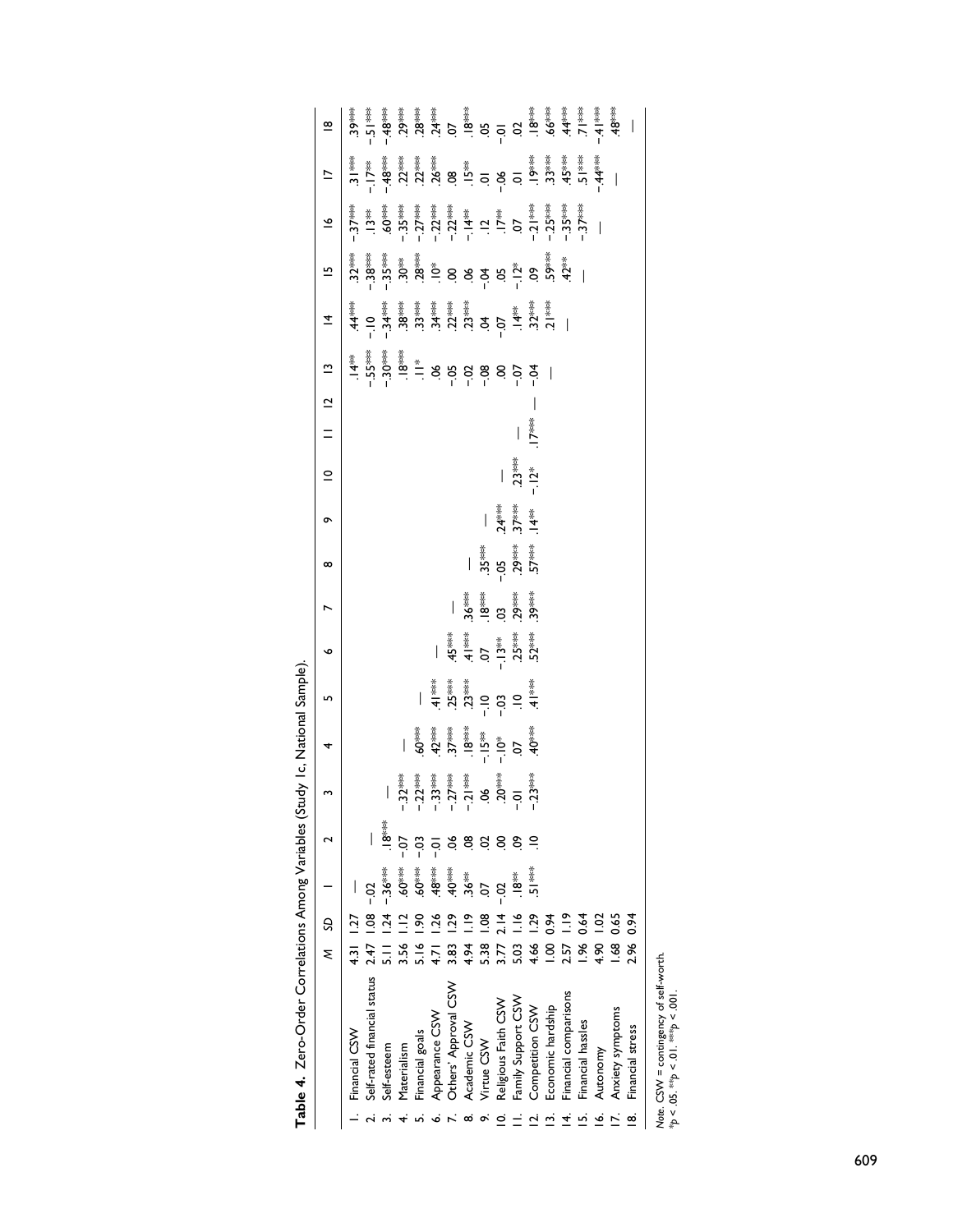**Table 4.** Zero-Order Correlations Among Variables (Study 1c, National Sample).

| | *M* | *SD* | 1 | 2 | 3 | 4 | 5 | 6 | 7 | 8 | 9 | 10 | 11 | 12 | 13 | 14 | 15 | 16 | 17 | 18 |
|---|---|---|---|---|---|---|---|---|---|---|---|---|---|---|---|---|---|---|---|---|
| 1. Financial CSW | 4.31 | 1.27 | — | | | | | | | | | | | | .14** | .44*** | .32*** | -.37*** | .31*** | .39*** |
| 2. Self-rated financial status | 2.47 | 1.08 | -.02 | — | | | | | | | | | | | -.55*** | -.10 | -.38*** | .13** | -.17** | -.51*** |
| 3. Self-esteem | 5.11 | 1.24 | -.36*** | .18*** | — | | | | | | | | | | -.30*** | -.34*** | -.35*** | .60*** | -.48*** | -.48*** |
| 4. Materialism | 3.56 | 1.12 | .60*** | -.07 | -.32*** | — | | | | | | | | | .18*** | .38*** | .30** | -.35*** | .22*** | .29*** |
| 5. Financial goals | 5.16 | 1.90 | .60*** | -.03 | -.22*** | .60*** | — | | | | | | | | .11* | .33*** | .28*** | -.27*** | .22*** | .28*** |
| 6. Appearance CSW | 4.71 | 1.26 | .48*** | -.01 | -.33*** | .42*** | .41*** | — | | | | | | | .06 | .34*** | .10* | -.22*** | .26*** | .24*** |
| 7. Others' Approval CSW | 3.83 | 1.29 | .40*** | .06 | -.27*** | .37*** | .25*** | .45*** | — | | | | | | -.05 | .22*** | .00 | -.22*** | .08 | .07 |
| 8. Academic CSW | 4.94 | 1.19 | .36** | .08 | -.21*** | .18*** | .23*** | .41*** | .36*** | — | | | | | -.02 | .23*** | .06 | -.14** | .15** | .18*** |
| 9. Virtue CSW | 5.38 | 1.08 | .07 | .02 | .06 | -.15** | -.10 | .07 | .18*** | .35*** | — | | | | -.08 | .04 | -.04 | .12 | .01 | .05 |
| 10. Religious Faith CSW | 3.77 | 2.14 | -.02 | .00 | .20*** | -.10* | -.03 | -.13** | .03 | -.05 | .24*** | — | | | .00 | -.07 | .05 | .17** | -.06 | -.01 |
| 11. Family Support CSW | 5.03 | 1.16 | .18** | .09 | -.01 | .07 | .10 | .25*** | .29*** | .29*** | .37*** | .23*** | — | | -.07 | .14** | -.12* | .07 | .01 | .02 |
| 12. Competition CSW | 4.66 | 1.29 | .51*** | .10 | -.23*** | .40*** | .41*** | .52*** | .39*** | .57*** | .14** | -.12* | .17*** | — | -.04 | .32*** | .09 | -.21*** | .19*** | .18*** |
| 13. Economic hardship | 1.00 | 0.94 | | | | | | | | | | | | | — | .21*** | .59*** | -.25*** | .33*** | .66*** |
| 14. Financial comparisons | 2.57 | 1.19 | | | | | | | | | | | | | | — | .42** | -.35*** | .45*** | .44*** |
| 15. Financial hassles | 1.96 | 0.64 | | | | | | | | | | | | | | | — | -.37*** | .51*** | .71*** |
| 16. Autonomy | 4.90 | 1.02 | | | | | | | | | | | | | | | | — | -.44*** | -.41*** |
| 17. Anxiety symptoms | 1.68 | 0.65 | | | | | | | | | | | | | | | | | — | .48*** |
| 18. Financial stress | 2.96 | 0.94 | | | | | | | | | | | | | | | | | | — |

*Note.* CSW = contingency of self-worth.
*$p < .05$. **$p < .01$. ***$p < .001$.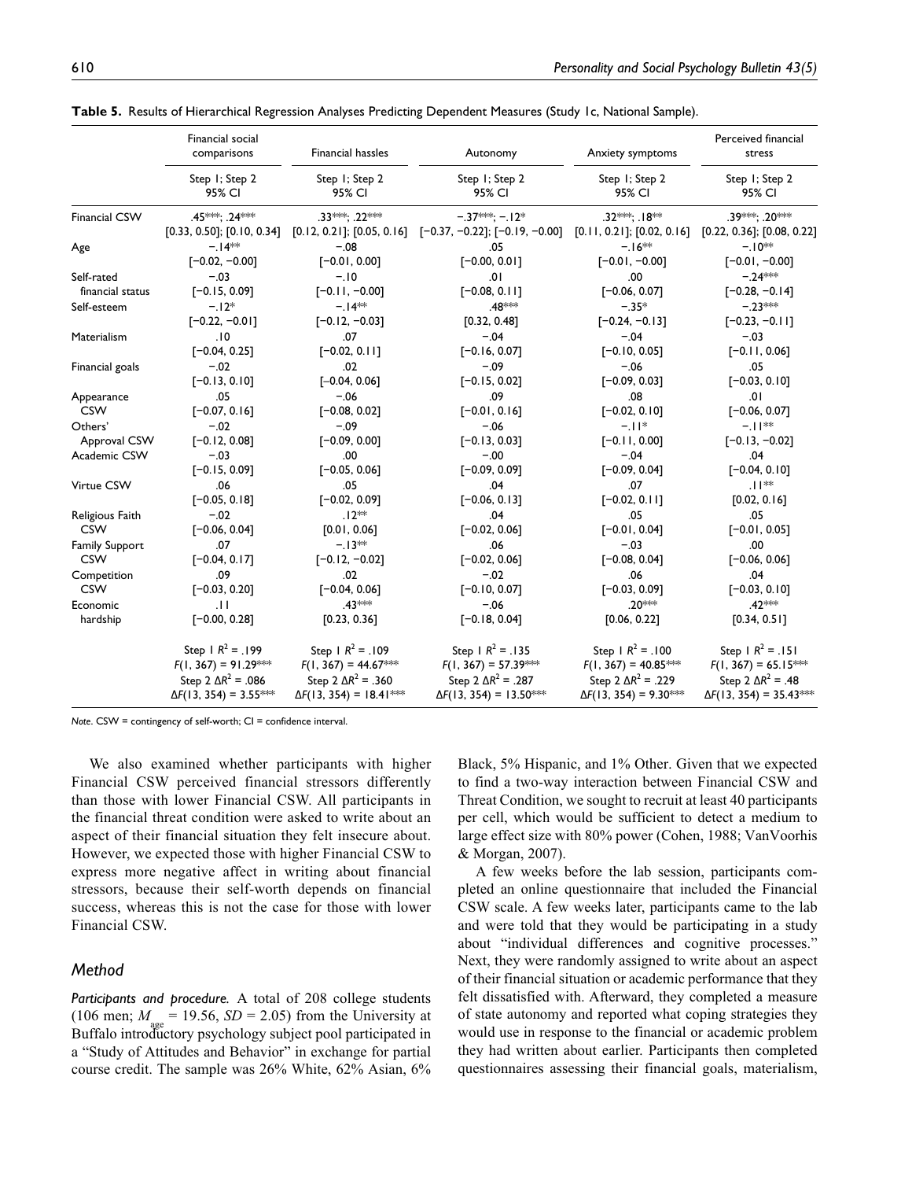**Table 5.** Results of Hierarchical Regression Analyses Predicting Dependent Measures (Study 1c, National Sample).

| | Financial social comparisons | Financial hassles | Autonomy | Anxiety symptoms | Perceived financial stress |
|---|---|---|---|---|---|
| | Step 1; Step 2 95% CI | Step 1; Step 2 95% CI | Step 1; Step 2 95% CI | Step 1; Step 2 95% CI | Step 1; Step 2 95% CI |
| Financial CSW | .45***; .24*** [0.33, 0.50]; [0.10, 0.34] | .33***; .22*** [0.12, 0.21]; [0.05, 0.16] | −.37***; −.12* [−0.37, −0.22]; [−0.19, −0.00] | .32***; .18** [0.11, 0.21]; [0.02, 0.16] | .39***; .20*** [0.22, 0.36]; [0.08, 0.22] |
| Age | −.14** [−0.02, −0.00] | −.08 [−0.01, 0.00] | .05 [−0.00, 0.01] | −.16** [−0.01, −0.00] | −.10** [−0.01, −0.00] |
| Self-rated financial status | −.03 [−0.15, 0.09] | −.10 [−0.11, −0.00] | .01 [−0.08, 0.11] | .00 [−0.06, 0.07] | −.24*** [−0.28, −0.14] |
| Self-esteem | −.12* [−0.22, −0.01] | −.14** [−0.12, −0.03] | .48*** [0.32, 0.48] | −.35* [−0.24, −0.13] | −.23*** [−0.23, −0.11] |
| Materialism | .10 [−0.04, 0.25] | .07 [−0.02, 0.11] | −.04 [−0.16, 0.07] | −.04 [−0.10, 0.05] | −.03 [−0.11, 0.06] |
| Financial goals | −.02 [−0.13, 0.10] | .02 [−0.04, 0.06] | −.09 [−0.15, 0.02] | −.06 [−0.09, 0.03] | .05 [−0.03, 0.10] |
| Appearance CSW | .05 [−0.07, 0.16] | −.06 [−0.08, 0.02] | .09 [−0.01, 0.16] | .08 [−0.02, 0.10] | .01 [−0.06, 0.07] |
| Others' Approval CSW | −.02 [−0.12, 0.08] | −.09 [−0.09, 0.00] | −.06 [−0.13, 0.03] | −.11* [−0.11, 0.00] | −.11** [−0.13, −0.02] |
| Academic CSW | −.03 [−0.15, 0.09] | .00 [−0.05, 0.06] | −.00 [−0.09, 0.09] | −.04 [−0.09, 0.04] | .04 [−0.04, 0.10] |
| Virtue CSW | .06 [−0.05, 0.18] | .05 [−0.02, 0.09] | .04 [−0.06, 0.13] | .07 [−0.02, 0.11] | .11** [0.02, 0.16] |
| Religious Faith CSW | −.02 [−0.06, 0.04] | .12** [0.01, 0.06] | .04 [−0.02, 0.06] | .05 [−0.01, 0.04] | .05 [−0.01, 0.05] |
| Family Support CSW | .07 [−0.04, 0.17] | −.13** [−0.12, −0.02] | .06 [−0.02, 0.06] | −.03 [−0.08, 0.04] | .00 [−0.06, 0.06] |
| Competition CSW | .09 [−0.03, 0.20] | .02 [−0.04, 0.06] | −.02 [−0.10, 0.07] | .06 [−0.03, 0.09] | .04 [−0.03, 0.10] |
| Economic hardship | .11 [−0.00, 0.28] | .43*** [0.23, 0.36] | −.06 [−0.18, 0.04] | .20*** [0.06, 0.22] | .42*** [0.34, 0.51] |
| | Step 1 $R^2$ = .199 $F(1, 367)$ = 91.29*** Step 2 $\Delta R^2$ = .086 $\Delta F(13, 354)$ = 3.55*** | Step 1 $R^2$ = .109 $F(1, 367)$ = 44.67*** Step 2 $\Delta R^2$ = .360 $\Delta F(13, 354)$ = 18.41*** | Step 1 $R^2$ = .135 $F(1, 367)$ = 57.39*** Step 2 $\Delta R^2$ = .287 $\Delta F(13, 354)$ = 13.50*** | Step 1 $R^2$ = .100 $F(1, 367)$ = 40.85*** Step 2 $\Delta R^2$ = .229 $\Delta F(13, 354)$ = 9.30*** | Step 1 $R^2$ = .151 $F(1, 367)$ = 65.15*** Step 2 $\Delta R^2$ = .48 $\Delta F(13, 354)$ = 35.43*** |

*Note.* CSW = contingency of self-worth; CI = confidence interval.

We also examined whether participants with higher Financial CSW perceived financial stressors differently than those with lower Financial CSW. All participants in the financial threat condition were asked to write about an aspect of their financial situation they felt insecure about. However, we expected those with higher Financial CSW to express more negative affect in writing about financial stressors, because their self-worth depends on financial success, whereas this is not the case for those with lower Financial CSW.

## Method

*Participants and procedure.* A total of 208 college students (106 men; $M_{age}$ = 19.56, $SD$ = 2.05) from the University at Buffalo introductory psychology subject pool participated in a "Study of Attitudes and Behavior" in exchange for partial course credit. The sample was 26% White, 62% Asian, 6% Black, 5% Hispanic, and 1% Other. Given that we expected to find a two-way interaction between Financial CSW and Threat Condition, we sought to recruit at least 40 participants per cell, which would be sufficient to detect a medium to large effect size with 80% power (Cohen, 1988; VanVoorhis & Morgan, 2007).

A few weeks before the lab session, participants completed an online questionnaire that included the Financial CSW scale. A few weeks later, participants came to the lab and were told that they would be participating in a study about "individual differences and cognitive processes." Next, they were randomly assigned to write about an aspect of their financial situation or academic performance that they felt dissatisfied with. Afterward, they completed a measure of state autonomy and reported what coping strategies they would use in response to the financial or academic problem they had written about earlier. Participants then completed questionnaires assessing their financial goals, materialism,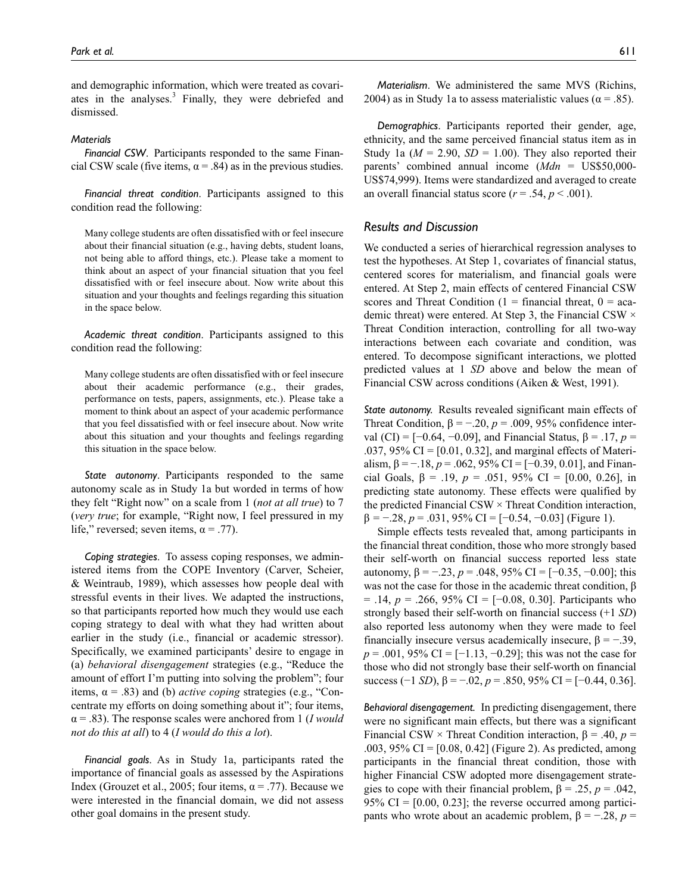and demographic information, which were treated as covariates in the analyses.[3] Finally, they were debriefed and dismissed.

#### *Materials*

*Financial CSW*. Participants responded to the same Financial CSW scale (five items, $\alpha = .84$) as in the previous studies.

*Financial threat condition*. Participants assigned to this condition read the following:

> Many college students are often dissatisfied with or feel insecure about their financial situation (e.g., having debts, student loans, not being able to afford things, etc.). Please take a moment to think about an aspect of your financial situation that you feel dissatisfied with or feel insecure about. Now write about this situation and your thoughts and feelings regarding this situation in the space below.

*Academic threat condition*. Participants assigned to this condition read the following:

> Many college students are often dissatisfied with or feel insecure about their academic performance (e.g., their grades, performance on tests, papers, assignments, etc.). Please take a moment to think about an aspect of your academic performance that you feel dissatisfied with or feel insecure about. Now write about this situation and your thoughts and feelings regarding this situation in the space below.

*State autonomy*. Participants responded to the same autonomy scale as in Study 1a but worded in terms of how they felt "Right now" on a scale from 1 (*not at all true*) to 7 (*very true*; for example, "Right now, I feel pressured in my life," reversed; seven items, $\alpha = .77$).

*Coping strategies*. To assess coping responses, we administered items from the COPE Inventory (Carver, Scheier, & Weintraub, 1989), which assesses how people deal with stressful events in their lives. We adapted the instructions, so that participants reported how much they would use each coping strategy to deal with what they had written about earlier in the study (i.e., financial or academic stressor). Specifically, we examined participants' desire to engage in (a) *behavioral disengagement* strategies (e.g., "Reduce the amount of effort I'm putting into solving the problem"; four items, $\alpha = .83$) and (b) *active coping* strategies (e.g., "Concentrate my efforts on doing something about it"; four items, $\alpha = .83$). The response scales were anchored from 1 (*I would not do this at all*) to 4 (*I would do this a lot*).

*Financial goals*. As in Study 1a, participants rated the importance of financial goals as assessed by the Aspirations Index (Grouzet et al., 2005; four items, $\alpha = .77$). Because we were interested in the financial domain, we did not assess other goal domains in the present study.

*Materialism*. We administered the same MVS (Richins, 2004) as in Study 1a to assess materialistic values ($\alpha = .85$).

*Demographics*. Participants reported their gender, age, ethnicity, and the same perceived financial status item as in Study 1a ($M = 2.90$, $SD = 1.00$). They also reported their parents' combined annual income ($Mdn$ = US\$50,000-US\$74,999). Items were standardized and averaged to create an overall financial status score ($r = .54$, $p < .001$).

### *Results and Discussion*

We conducted a series of hierarchical regression analyses to test the hypotheses. At Step 1, covariates of financial status, centered scores for materialism, and financial goals were entered. At Step 2, main effects of centered Financial CSW scores and Threat Condition (1 = financial threat, 0 = academic threat) were entered. At Step 3, the Financial CSW × Threat Condition interaction, controlling for all two-way interactions between each covariate and condition, was entered. To decompose significant interactions, we plotted predicted values at 1 *SD* above and below the mean of Financial CSW across conditions (Aiken & West, 1991).

*State autonomy.* Results revealed significant main effects of Threat Condition, $\beta = -.20$, $p = .009$, 95% confidence interval (CI) = [−0.64, −0.09], and Financial Status, $\beta = .17$, $p = .037$, 95% CI = [0.01, 0.32], and marginal effects of Materialism, $\beta = -.18$, $p = .062$, 95% CI = [−0.39, 0.01], and Financial Goals, $\beta = .19$, $p = .051$, 95% CI = [0.00, 0.26], in predicting state autonomy. These effects were qualified by the predicted Financial CSW × Threat Condition interaction, $\beta = -.28$, $p = .031$, 95% CI = [−0.54, −0.03] (Figure 1).

Simple effects tests revealed that, among participants in the financial threat condition, those who more strongly based their self-worth on financial success reported less state autonomy, $\beta = -.23$, $p = .048$, 95% CI = [−0.35, −0.00]; this was not the case for those in the academic threat condition, $\beta = .14$, $p = .266$, 95% CI = [−0.08, 0.30]. Participants who strongly based their self-worth on financial success (+1 *SD*) also reported less autonomy when they were made to feel financially insecure versus academically insecure, $\beta = -.39$, $p = .001$, 95% CI = [−1.13, −0.29]; this was not the case for those who did not strongly base their self-worth on financial success (−1 *SD*), $\beta = -.02$, $p = .850$, 95% CI = [−0.44, 0.36].

*Behavioral disengagement.* In predicting disengagement, there were no significant main effects, but there was a significant Financial CSW × Threat Condition interaction, $\beta = .40$, $p = .003$, 95% CI = [0.08, 0.42] (Figure 2). As predicted, among participants in the financial threat condition, those with higher Financial CSW adopted more disengagement strategies to cope with their financial problem, $\beta = .25$, $p = .042$, 95% CI = [0.00, 0.23]; the reverse occurred among participants who wrote about an academic problem, $\beta = -.28$, $p =$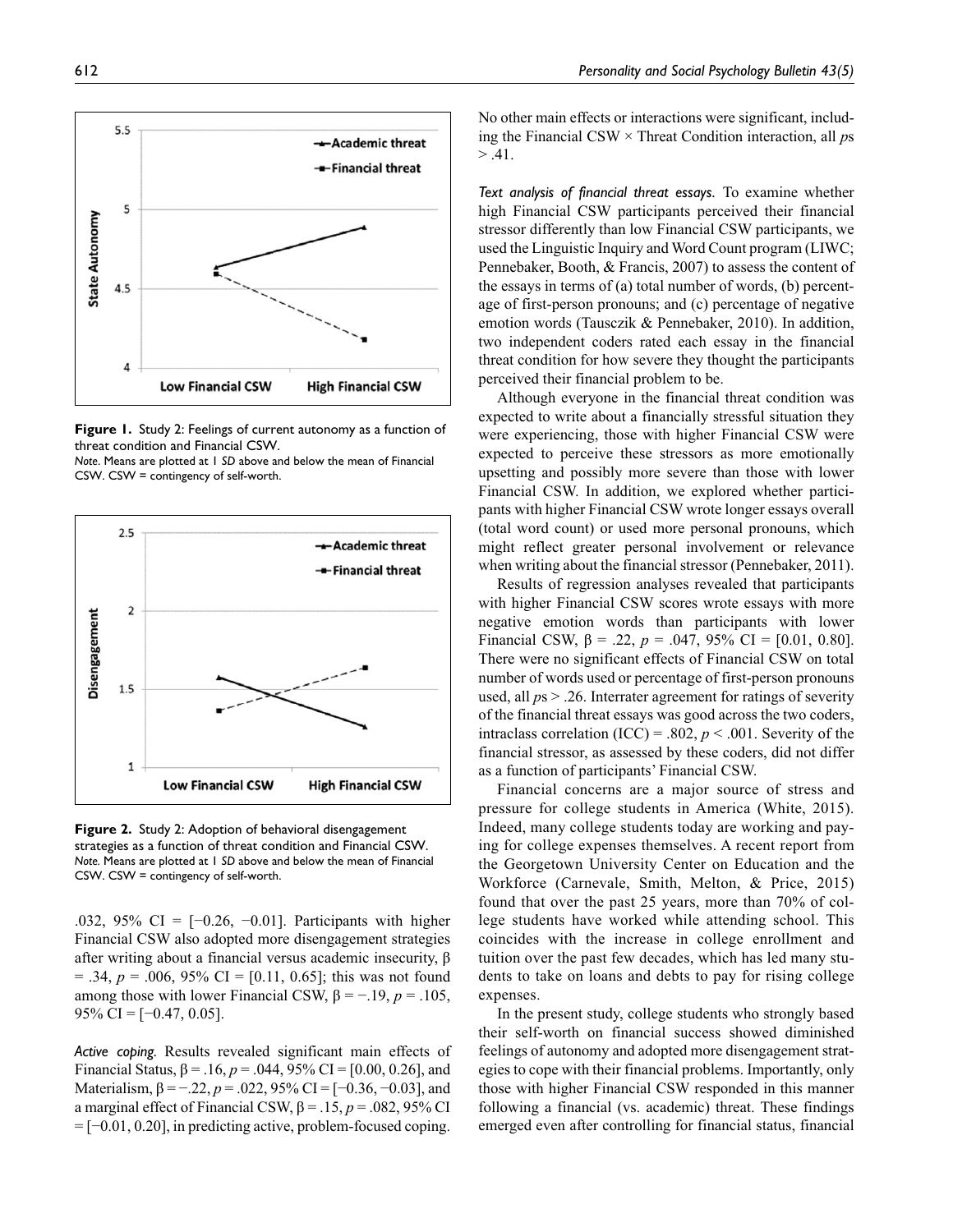**Figure 1.** Study 2: Feelings of current autonomy as a function of threat condition and Financial CSW.
*Note*. Means are plotted at 1 *SD* above and below the mean of Financial CSW. CSW = contingency of self-worth.

**Figure 2.** Study 2: Adoption of behavioral disengagement strategies as a function of threat condition and Financial CSW.
*Note*. Means are plotted at 1 *SD* above and below the mean of Financial CSW. CSW = contingency of self-worth.

.032, 95% CI = [−0.26, −0.01]. Participants with higher Financial CSW also adopted more disengagement strategies after writing about a financial versus academic insecurity, $\beta = .34$, $p = .006$, 95% CI = [0.11, 0.65]; this was not found among those with lower Financial CSW, $\beta = -.19$, $p = .105$, 95% CI = [−0.47, 0.05].

*Active coping*. Results revealed significant main effects of Financial Status, $\beta = .16$, $p = .044$, 95% CI = [0.00, 0.26], and Materialism, $\beta = -.22$, $p = .022$, 95% CI = [−0.36, −0.03], and a marginal effect of Financial CSW, $\beta = .15$, $p = .082$, 95% CI = [−0.01, 0.20], in predicting active, problem-focused coping. No other main effects or interactions were significant, including the Financial CSW × Threat Condition interaction, all $p$s > .41.

*Text analysis of financial threat essays*. To examine whether high Financial CSW participants perceived their financial stressor differently than low Financial CSW participants, we used the Linguistic Inquiry and Word Count program (LIWC; Pennebaker, Booth, & Francis, 2007) to assess the content of the essays in terms of (a) total number of words, (b) percentage of first-person pronouns; and (c) percentage of negative emotion words (Tausczik & Pennebaker, 2010). In addition, two independent coders rated each essay in the financial threat condition for how severe they thought the participants perceived their financial problem to be.

Although everyone in the financial threat condition was expected to write about a financially stressful situation they were experiencing, those with higher Financial CSW were expected to perceive these stressors as more emotionally upsetting and possibly more severe than those with lower Financial CSW. In addition, we explored whether participants with higher Financial CSW wrote longer essays overall (total word count) or used more personal pronouns, which might reflect greater personal involvement or relevance when writing about the financial stressor (Pennebaker, 2011).

Results of regression analyses revealed that participants with higher Financial CSW scores wrote essays with more negative emotion words than participants with lower Financial CSW, $\beta = .22$, $p = .047$, 95% CI = [0.01, 0.80]. There were no significant effects of Financial CSW on total number of words used or percentage of first-person pronouns used, all $p$s > .26. Interrater agreement for ratings of severity of the financial threat essays was good across the two coders, intraclass correlation (ICC) = .802, $p < .001$. Severity of the financial stressor, as assessed by these coders, did not differ as a function of participants' Financial CSW.

Financial concerns are a major source of stress and pressure for college students in America (White, 2015). Indeed, many college students today are working and paying for college expenses themselves. A recent report from the Georgetown University Center on Education and the Workforce (Carnevale, Smith, Melton, & Price, 2015) found that over the past 25 years, more than 70% of college students have worked while attending school. This coincides with the increase in college enrollment and tuition over the past few decades, which has led many students to take on loans and debts to pay for rising college expenses.

In the present study, college students who strongly based their self-worth on financial success showed diminished feelings of autonomy and adopted more disengagement strategies to cope with their financial problems. Importantly, only those with higher Financial CSW responded in this manner following a financial (vs. academic) threat. These findings emerged even after controlling for financial status, financial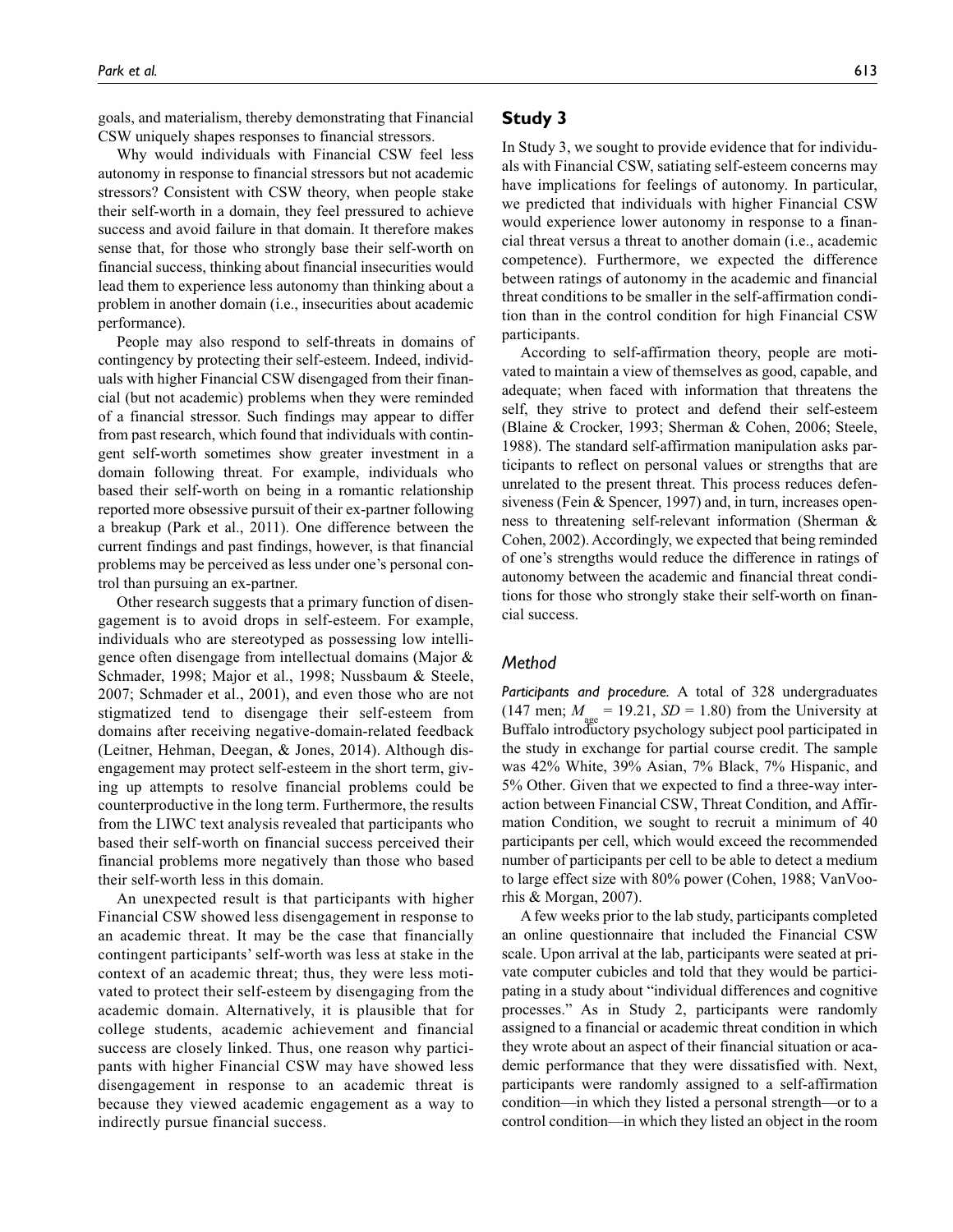goals, and materialism, thereby demonstrating that Financial CSW uniquely shapes responses to financial stressors.

Why would individuals with Financial CSW feel less autonomy in response to financial stressors but not academic stressors? Consistent with CSW theory, when people stake their self-worth in a domain, they feel pressured to achieve success and avoid failure in that domain. It therefore makes sense that, for those who strongly base their self-worth on financial success, thinking about financial insecurities would lead them to experience less autonomy than thinking about a problem in another domain (i.e., insecurities about academic performance).

People may also respond to self-threats in domains of contingency by protecting their self-esteem. Indeed, individuals with higher Financial CSW disengaged from their financial (but not academic) problems when they were reminded of a financial stressor. Such findings may appear to differ from past research, which found that individuals with contingent self-worth sometimes show greater investment in a domain following threat. For example, individuals who based their self-worth on being in a romantic relationship reported more obsessive pursuit of their ex-partner following a breakup (Park et al., 2011). One difference between the current findings and past findings, however, is that financial problems may be perceived as less under one's personal control than pursuing an ex-partner.

Other research suggests that a primary function of disengagement is to avoid drops in self-esteem. For example, individuals who are stereotyped as possessing low intelligence often disengage from intellectual domains (Major & Schmader, 1998; Major et al., 1998; Nussbaum & Steele, 2007; Schmader et al., 2001), and even those who are not stigmatized tend to disengage their self-esteem from domains after receiving negative-domain-related feedback (Leitner, Hehman, Deegan, & Jones, 2014). Although disengagement may protect self-esteem in the short term, giving up attempts to resolve financial problems could be counterproductive in the long term. Furthermore, the results from the LIWC text analysis revealed that participants who based their self-worth on financial success perceived their financial problems more negatively than those who based their self-worth less in this domain.

An unexpected result is that participants with higher Financial CSW showed less disengagement in response to an academic threat. It may be the case that financially contingent participants' self-worth was less at stake in the context of an academic threat; thus, they were less motivated to protect their self-esteem by disengaging from the academic domain. Alternatively, it is plausible that for college students, academic achievement and financial success are closely linked. Thus, one reason why participants with higher Financial CSW may have showed less disengagement in response to an academic threat is because they viewed academic engagement as a way to indirectly pursue financial success.

## Study 3

In Study 3, we sought to provide evidence that for individuals with Financial CSW, satiating self-esteem concerns may have implications for feelings of autonomy. In particular, we predicted that individuals with higher Financial CSW would experience lower autonomy in response to a financial threat versus a threat to another domain (i.e., academic competence). Furthermore, we expected the difference between ratings of autonomy in the academic and financial threat conditions to be smaller in the self-affirmation condition than in the control condition for high Financial CSW participants.

According to self-affirmation theory, people are motivated to maintain a view of themselves as good, capable, and adequate; when faced with information that threatens the self, they strive to protect and defend their self-esteem (Blaine & Crocker, 1993; Sherman & Cohen, 2006; Steele, 1988). The standard self-affirmation manipulation asks participants to reflect on personal values or strengths that are unrelated to the present threat. This process reduces defensiveness (Fein & Spencer, 1997) and, in turn, increases openness to threatening self-relevant information (Sherman & Cohen, 2002). Accordingly, we expected that being reminded of one's strengths would reduce the difference in ratings of autonomy between the academic and financial threat conditions for those who strongly stake their self-worth on financial success.

### *Method*

***Participants and procedure.*** A total of 328 undergraduates (147 men; $M_{age}$ = 19.21, *SD* = 1.80) from the University at Buffalo introductory psychology subject pool participated in the study in exchange for partial course credit. The sample was 42% White, 39% Asian, 7% Black, 7% Hispanic, and 5% Other. Given that we expected to find a three-way interaction between Financial CSW, Threat Condition, and Affirmation Condition, we sought to recruit a minimum of 40 participants per cell, which would exceed the recommended number of participants per cell to be able to detect a medium to large effect size with 80% power (Cohen, 1988; VanVoorhis & Morgan, 2007).

A few weeks prior to the lab study, participants completed an online questionnaire that included the Financial CSW scale. Upon arrival at the lab, participants were seated at private computer cubicles and told that they would be participating in a study about "individual differences and cognitive processes." As in Study 2, participants were randomly assigned to a financial or academic threat condition in which they wrote about an aspect of their financial situation or academic performance that they were dissatisfied with. Next, participants were randomly assigned to a self-affirmation condition—in which they listed a personal strength—or to a control condition—in which they listed an object in the room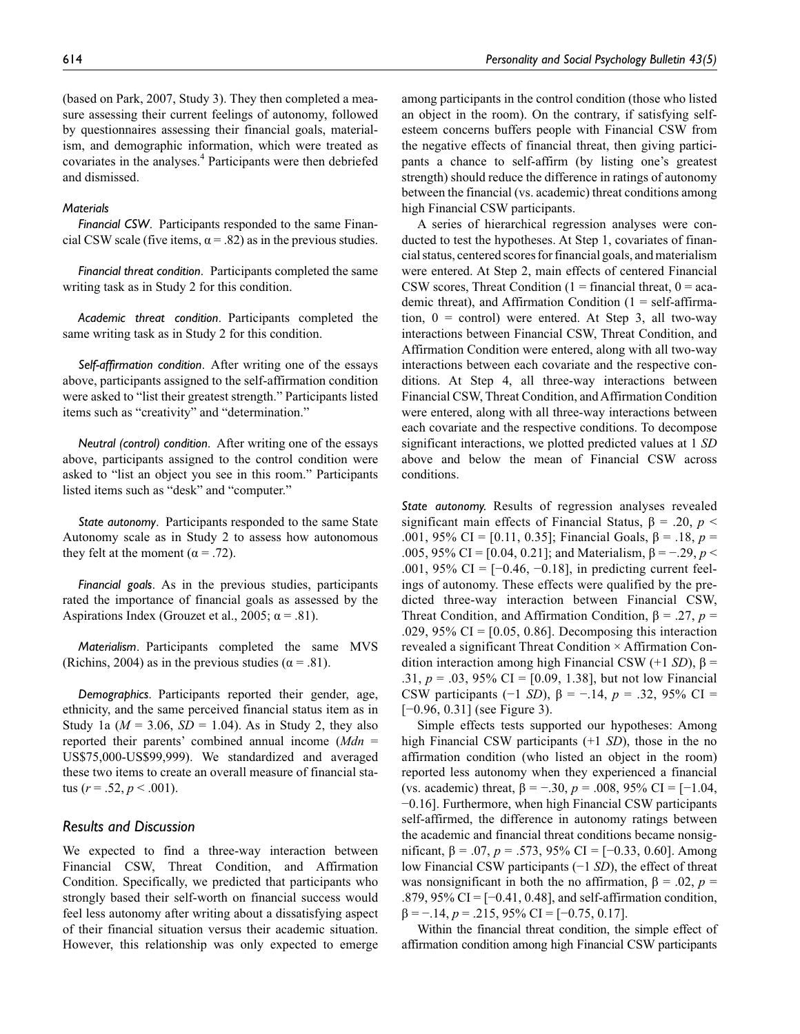(based on Park, 2007, Study 3). They then completed a measure assessing their current feelings of autonomy, followed by questionnaires assessing their financial goals, materialism, and demographic information, which were treated as covariates in the analyses.[4] Participants were then debriefed and dismissed.

#### Materials

*Financial CSW*. Participants responded to the same Financial CSW scale (five items, $\alpha = .82$) as in the previous studies.

*Financial threat condition*. Participants completed the same writing task as in Study 2 for this condition.

*Academic threat condition*. Participants completed the same writing task as in Study 2 for this condition.

*Self-affirmation condition*. After writing one of the essays above, participants assigned to the self-affirmation condition were asked to "list their greatest strength." Participants listed items such as "creativity" and "determination."

*Neutral (control) condition*. After writing one of the essays above, participants assigned to the control condition were asked to "list an object you see in this room." Participants listed items such as "desk" and "computer."

*State autonomy*. Participants responded to the same State Autonomy scale as in Study 2 to assess how autonomous they felt at the moment ($\alpha = .72$).

*Financial goals*. As in the previous studies, participants rated the importance of financial goals as assessed by the Aspirations Index (Grouzet et al., 2005; $\alpha = .81$).

*Materialism*. Participants completed the same MVS (Richins, 2004) as in the previous studies ($\alpha = .81$).

*Demographics*. Participants reported their gender, age, ethnicity, and the same perceived financial status item as in Study 1a ($M = 3.06$, $SD = 1.04$). As in Study 2, they also reported their parents' combined annual income ($Mdn$ = US$75,000-US$99,999). We standardized and averaged these two items to create an overall measure of financial status ($r = .52$, $p < .001$).

### Results and Discussion

We expected to find a three-way interaction between Financial CSW, Threat Condition, and Affirmation Condition. Specifically, we predicted that participants who strongly based their self-worth on financial success would feel less autonomy after writing about a dissatisfying aspect of their financial situation versus their academic situation. However, this relationship was only expected to emerge among participants in the control condition (those who listed an object in the room). On the contrary, if satisfying self-esteem concerns buffers people with Financial CSW from the negative effects of financial threat, then giving participants a chance to self-affirm (by listing one's greatest strength) should reduce the difference in ratings of autonomy between the financial (vs. academic) threat conditions among high Financial CSW participants.

A series of hierarchical regression analyses were conducted to test the hypotheses. At Step 1, covariates of financial status, centered scores for financial goals, and materialism were entered. At Step 2, main effects of centered Financial CSW scores, Threat Condition (1 = financial threat, 0 = academic threat), and Affirmation Condition (1 = self-affirmation, 0 = control) were entered. At Step 3, all two-way interactions between Financial CSW, Threat Condition, and Affirmation Condition were entered, along with all two-way interactions between each covariate and the respective conditions. At Step 4, all three-way interactions between Financial CSW, Threat Condition, and Affirmation Condition were entered, along with all three-way interactions between each covariate and the respective conditions. To decompose significant interactions, we plotted predicted values at 1 *SD* above and below the mean of Financial CSW across conditions.

*State autonomy.* Results of regression analyses revealed significant main effects of Financial Status, $\beta = .20$, $p < .001$, 95% CI = [0.11, 0.35]; Financial Goals, $\beta = .18$, $p = .005$, 95% CI = [0.04, 0.21]; and Materialism, $\beta = -.29$, $p < .001$, 95% CI = [−0.46, −0.18], in predicting current feelings of autonomy. These effects were qualified by the predicted three-way interaction between Financial CSW, Threat Condition, and Affirmation Condition, $\beta = .27$, $p = .029$, 95% CI = [0.05, 0.86]. Decomposing this interaction revealed a significant Threat Condition × Affirmation Condition interaction among high Financial CSW (+1 *SD*), $\beta = .31$, $p = .03$, 95% CI = [0.09, 1.38], but not low Financial CSW participants (−1 *SD*), $\beta = -.14$, $p = .32$, 95% CI = [−0.96, 0.31] (see Figure 3).

Simple effects tests supported our hypotheses: Among high Financial CSW participants (+1 *SD*), those in the no affirmation condition (who listed an object in the room) reported less autonomy when they experienced a financial (vs. academic) threat, $\beta = -.30$, $p = .008$, 95% CI = [−1.04, −0.16]. Furthermore, when high Financial CSW participants self-affirmed, the difference in autonomy ratings between the academic and financial threat conditions became nonsignificant, $\beta = .07$, $p = .573$, 95% CI = [−0.33, 0.60]. Among low Financial CSW participants (−1 *SD*), the effect of threat was nonsignificant in both the no affirmation, $\beta = .02$, $p = .879$, 95% CI = [−0.41, 0.48], and self-affirmation condition, $\beta = -.14$, $p = .215$, 95% CI = [−0.75, 0.17].

Within the financial threat condition, the simple effect of affirmation condition among high Financial CSW participants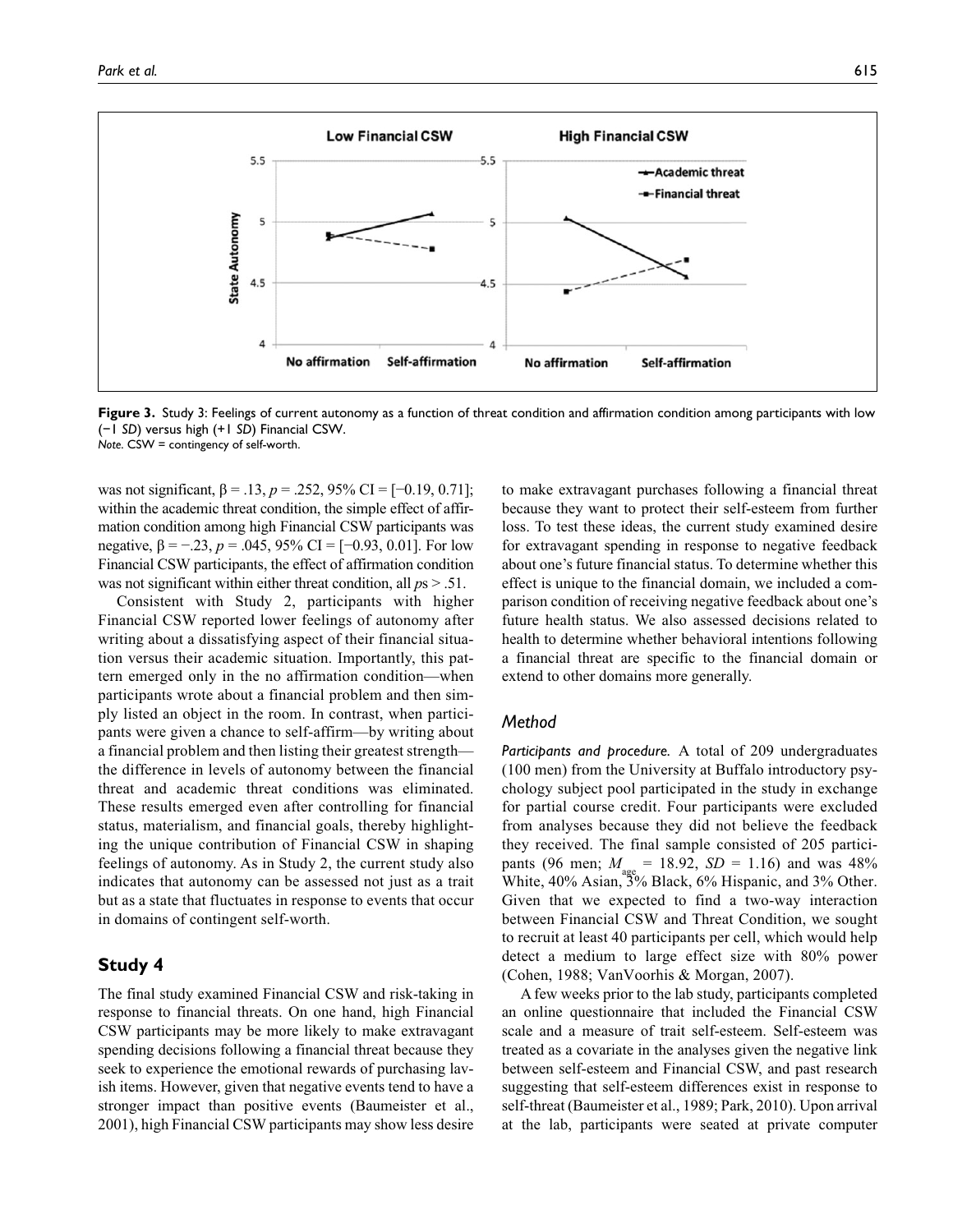**Figure 3.** Study 3: Feelings of current autonomy as a function of threat condition and affirmation condition among participants with low (−1 *SD*) versus high (+1 *SD*) Financial CSW.
*Note.* CSW = contingency of self-worth.

was not significant, $\beta = .13$, $p = .252$, 95% CI = [−0.19, 0.71]; within the academic threat condition, the simple effect of affirmation condition among high Financial CSW participants was negative, $\beta = -.23$, $p = .045$, 95% CI = [−0.93, 0.01]. For low Financial CSW participants, the effect of affirmation condition was not significant within either threat condition, all $p$s > .51.

Consistent with Study 2, participants with higher Financial CSW reported lower feelings of autonomy after writing about a dissatisfying aspect of their financial situation versus their academic situation. Importantly, this pattern emerged only in the no affirmation condition—when participants wrote about a financial problem and then simply listed an object in the room. In contrast, when participants were given a chance to self-affirm—by writing about a financial problem and then listing their greatest strength—the difference in levels of autonomy between the financial threat and academic threat conditions was eliminated. These results emerged even after controlling for financial status, materialism, and financial goals, thereby highlighting the unique contribution of Financial CSW in shaping feelings of autonomy. As in Study 2, the current study also indicates that autonomy can be assessed not just as a trait but as a state that fluctuates in response to events that occur in domains of contingent self-worth.

## Study 4

The final study examined Financial CSW and risk-taking in response to financial threats. On one hand, high Financial CSW participants may be more likely to make extravagant spending decisions following a financial threat because they seek to experience the emotional rewards of purchasing lavish items. However, given that negative events tend to have a stronger impact than positive events (Baumeister et al., 2001), high Financial CSW participants may show less desire to make extravagant purchases following a financial threat because they want to protect their self-esteem from further loss. To test these ideas, the current study examined desire for extravagant spending in response to negative feedback about one's future financial status. To determine whether this effect is unique to the financial domain, we included a comparison condition of receiving negative feedback about one's future health status. We also assessed decisions related to health to determine whether behavioral intentions following a financial threat are specific to the financial domain or extend to other domains more generally.

### Method

*Participants and procedure.* A total of 209 undergraduates (100 men) from the University at Buffalo introductory psychology subject pool participated in the study in exchange for partial course credit. Four participants were excluded from analyses because they did not believe the feedback they received. The final sample consisted of 205 participants (96 men; $M_{age} = 18.92$, $SD = 1.16$) and was 48% White, 40% Asian, 3% Black, 6% Hispanic, and 3% Other. Given that we expected to find a two-way interaction between Financial CSW and Threat Condition, we sought to recruit at least 40 participants per cell, which would help detect a medium to large effect size with 80% power (Cohen, 1988; VanVoorhis & Morgan, 2007).

A few weeks prior to the lab study, participants completed an online questionnaire that included the Financial CSW scale and a measure of trait self-esteem. Self-esteem was treated as a covariate in the analyses given the negative link between self-esteem and Financial CSW, and past research suggesting that self-esteem differences exist in response to self-threat (Baumeister et al., 1989; Park, 2010). Upon arrival at the lab, participants were seated at private computer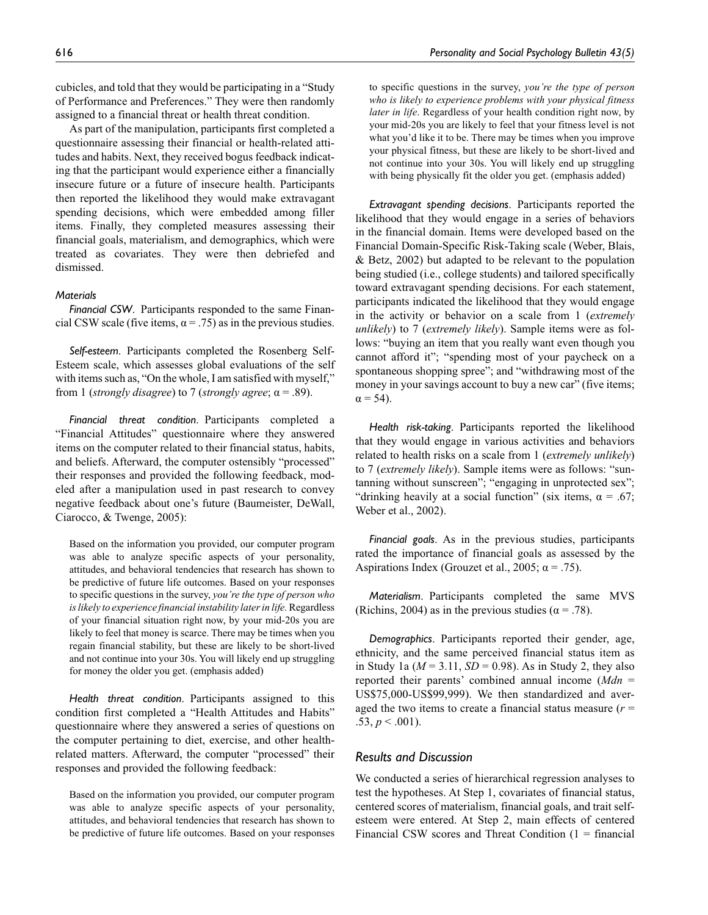cubicles, and told that they would be participating in a "Study of Performance and Preferences." They were then randomly assigned to a financial threat or health threat condition.

As part of the manipulation, participants first completed a questionnaire assessing their financial or health-related attitudes and habits. Next, they received bogus feedback indicating that the participant would experience either a financially insecure future or a future of insecure health. Participants then reported the likelihood they would make extravagant spending decisions, which were embedded among filler items. Finally, they completed measures assessing their financial goals, materialism, and demographics, which were treated as covariates. They were then debriefed and dismissed.

#### *Materials*

*Financial CSW*. Participants responded to the same Financial CSW scale (five items, $\alpha = .75$) as in the previous studies.

*Self-esteem*. Participants completed the Rosenberg Self-Esteem scale, which assesses global evaluations of the self with items such as, "On the whole, I am satisfied with myself," from 1 (*strongly disagree*) to 7 (*strongly agree*; $\alpha = .89$).

*Financial threat condition*. Participants completed a "Financial Attitudes" questionnaire where they answered items on the computer related to their financial status, habits, and beliefs. Afterward, the computer ostensibly "processed" their responses and provided the following feedback, modeled after a manipulation used in past research to convey negative feedback about one's future (Baumeister, DeWall, Ciarocco, & Twenge, 2005):

> Based on the information you provided, our computer program was able to analyze specific aspects of your personality, attitudes, and behavioral tendencies that research has shown to be predictive of future life outcomes. Based on your responses to specific questions in the survey, *you're the type of person who is likely to experience financial instability later in life*. Regardless of your financial situation right now, by your mid-20s you are likely to feel that money is scarce. There may be times when you regain financial stability, but these are likely to be short-lived and not continue into your 30s. You will likely end up struggling for money the older you get. (emphasis added)

*Health threat condition*. Participants assigned to this condition first completed a "Health Attitudes and Habits" questionnaire where they answered a series of questions on the computer pertaining to diet, exercise, and other health-related matters. Afterward, the computer "processed" their responses and provided the following feedback:

> Based on the information you provided, our computer program was able to analyze specific aspects of your personality, attitudes, and behavioral tendencies that research has shown to be predictive of future life outcomes. Based on your responses to specific questions in the survey, *you're the type of person who is likely to experience problems with your physical fitness later in life*. Regardless of your health condition right now, by your mid-20s you are likely to feel that your fitness level is not what you'd like it to be. There may be times when you improve your physical fitness, but these are likely to be short-lived and not continue into your 30s. You will likely end up struggling with being physically fit the older you get. (emphasis added)

*Extravagant spending decisions*. Participants reported the likelihood that they would engage in a series of behaviors in the financial domain. Items were developed based on the Financial Domain-Specific Risk-Taking scale (Weber, Blais, & Betz, 2002) but adapted to be relevant to the population being studied (i.e., college students) and tailored specifically toward extravagant spending decisions. For each statement, participants indicated the likelihood that they would engage in the activity or behavior on a scale from 1 (*extremely unlikely*) to 7 (*extremely likely*). Sample items were as follows: "buying an item that you really want even though you cannot afford it"; "spending most of your paycheck on a spontaneous shopping spree"; and "withdrawing most of the money in your savings account to buy a new car" (five items; $\alpha = 54$).

*Health risk-taking*. Participants reported the likelihood that they would engage in various activities and behaviors related to health risks on a scale from 1 (*extremely unlikely*) to 7 (*extremely likely*). Sample items were as follows: "sun-tanning without sunscreen"; "engaging in unprotected sex"; "drinking heavily at a social function" (six items, $\alpha = .67$; Weber et al., 2002).

*Financial goals*. As in the previous studies, participants rated the importance of financial goals as assessed by the Aspirations Index (Grouzet et al., 2005; $\alpha = .75$).

*Materialism*. Participants completed the same MVS (Richins, 2004) as in the previous studies ($\alpha = .78$).

*Demographics*. Participants reported their gender, age, ethnicity, and the same perceived financial status item as in Study 1a ($M = 3.11$, $SD = 0.98$). As in Study 2, they also reported their parents' combined annual income ($Mdn$ = US$75,000-US$99,999). We then standardized and averaged the two items to create a financial status measure ($r = .53$, $p < .001$).

### Results and Discussion

We conducted a series of hierarchical regression analyses to test the hypotheses. At Step 1, covariates of financial status, centered scores of materialism, financial goals, and trait self-esteem were entered. At Step 2, main effects of centered Financial CSW scores and Threat Condition (1 = financial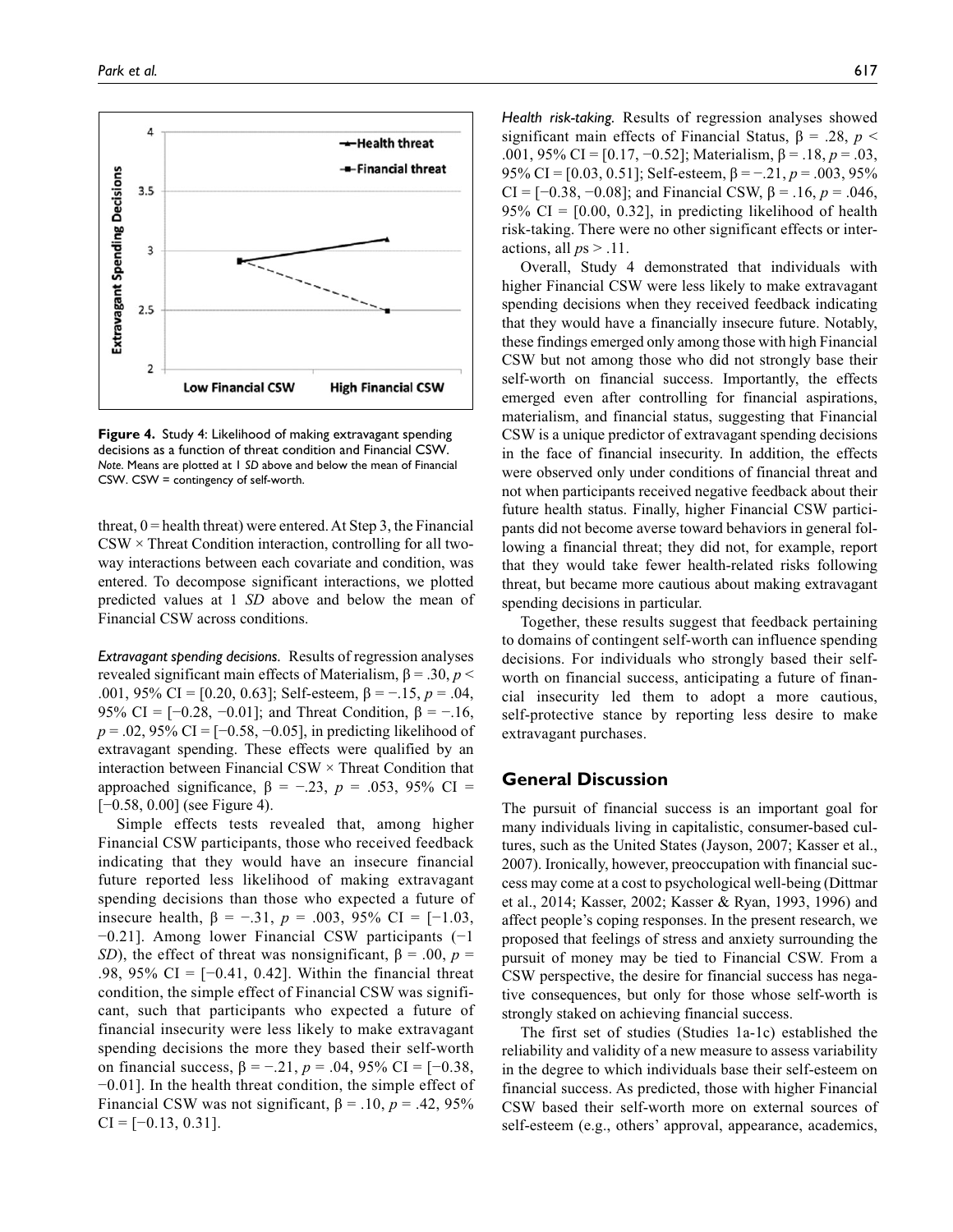**Figure 4.** Study 4: Likelihood of making extravagant spending decisions as a function of threat condition and Financial CSW.
*Note.* Means are plotted at 1 *SD* above and below the mean of Financial CSW. CSW = contingency of self-worth.

threat, 0 = health threat) were entered. At Step 3, the Financial CSW × Threat Condition interaction, controlling for all two-way interactions between each covariate and condition, was entered. To decompose significant interactions, we plotted predicted values at 1 *SD* above and below the mean of Financial CSW across conditions.

*Extravagant spending decisions.* Results of regression analyses revealed significant main effects of Materialism, $\beta = .30$, $p < .001$, 95% CI = [0.20, 0.63]; Self-esteem, $\beta = -.15$, $p = .04$, 95% CI = [−0.28, −0.01]; and Threat Condition, $\beta = -.16$, $p = .02$, 95% CI = [−0.58, −0.05], in predicting likelihood of extravagant spending. These effects were qualified by an interaction between Financial CSW × Threat Condition that approached significance, $\beta = -.23$, $p = .053$, 95% CI = [−0.58, 0.00] (see Figure 4).

Simple effects tests revealed that, among higher Financial CSW participants, those who received feedback indicating that they would have an insecure financial future reported less likelihood of making extravagant spending decisions than those who expected a future of insecure health, $\beta = -.31$, $p = .003$, 95% CI = [−1.03, −0.21]. Among lower Financial CSW participants (−1 *SD*), the effect of threat was nonsignificant, $\beta = .00$, $p = .98$, 95% CI = [−0.41, 0.42]. Within the financial threat condition, the simple effect of Financial CSW was significant, such that participants who expected a future of financial insecurity were less likely to make extravagant spending decisions the more they based their self-worth on financial success, $\beta = -.21$, $p = .04$, 95% CI = [−0.38, −0.01]. In the health threat condition, the simple effect of Financial CSW was not significant, $\beta = .10$, $p = .42$, 95% CI = [−0.13, 0.31].

*Health risk-taking.* Results of regression analyses showed significant main effects of Financial Status, $\beta = .28$, $p < .001$, 95% CI = [0.17, −0.52]; Materialism, $\beta = .18$, $p = .03$, 95% CI = [0.03, 0.51]; Self-esteem, $\beta = -.21$, $p = .003$, 95% CI = [−0.38, −0.08]; and Financial CSW, $\beta = .16$, $p = .046$, 95% CI = [0.00, 0.32], in predicting likelihood of health risk-taking. There were no other significant effects or interactions, all $p$s > .11.

Overall, Study 4 demonstrated that individuals with higher Financial CSW were less likely to make extravagant spending decisions when they received feedback indicating that they would have a financially insecure future. Notably, these findings emerged only among those with high Financial CSW but not among those who did not strongly base their self-worth on financial success. Importantly, the effects emerged even after controlling for financial aspirations, materialism, and financial status, suggesting that Financial CSW is a unique predictor of extravagant spending decisions in the face of financial insecurity. In addition, the effects were observed only under conditions of financial threat and not when participants received negative feedback about their future health status. Finally, higher Financial CSW participants did not become averse toward behaviors in general following a financial threat; they did not, for example, report that they would take fewer health-related risks following threat, but became more cautious about making extravagant spending decisions in particular.

Together, these results suggest that feedback pertaining to domains of contingent self-worth can influence spending decisions. For individuals who strongly based their self-worth on financial success, anticipating a future of financial insecurity led them to adopt a more cautious, self-protective stance by reporting less desire to make extravagant purchases.

## General Discussion

The pursuit of financial success is an important goal for many individuals living in capitalistic, consumer-based cultures, such as the United States (Jayson, 2007; Kasser et al., 2007). Ironically, however, preoccupation with financial success may come at a cost to psychological well-being (Dittmar et al., 2014; Kasser, 2002; Kasser & Ryan, 1993, 1996) and affect people's coping responses. In the present research, we proposed that feelings of stress and anxiety surrounding the pursuit of money may be tied to Financial CSW. From a CSW perspective, the desire for financial success has negative consequences, but only for those whose self-worth is strongly staked on achieving financial success.

The first set of studies (Studies 1a-1c) established the reliability and validity of a new measure to assess variability in the degree to which individuals base their self-esteem on financial success. As predicted, those with higher Financial CSW based their self-worth more on external sources of self-esteem (e.g., others' approval, appearance, academics,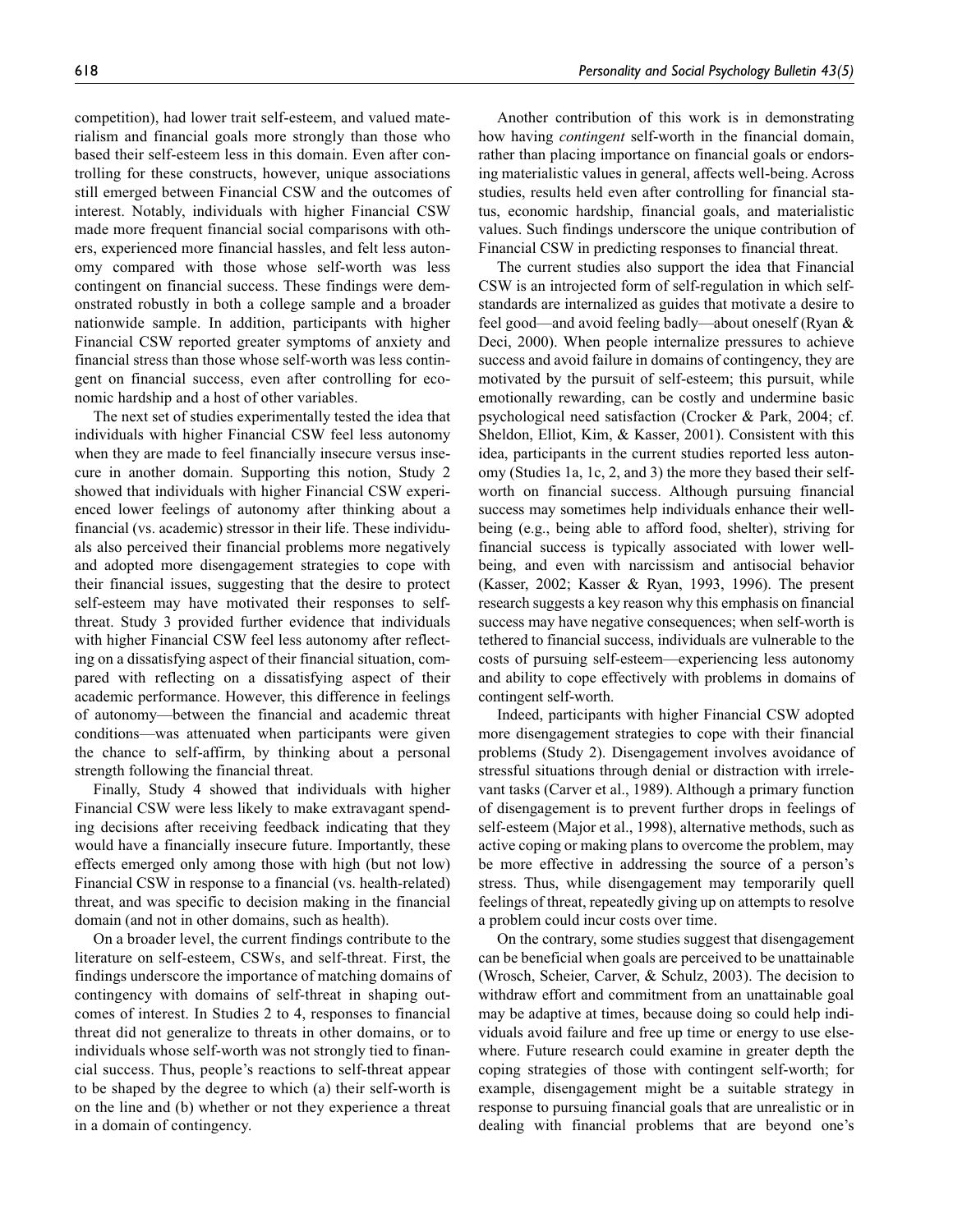competition), had lower trait self-esteem, and valued materialism and financial goals more strongly than those who based their self-esteem less in this domain. Even after controlling for these constructs, however, unique associations still emerged between Financial CSW and the outcomes of interest. Notably, individuals with higher Financial CSW made more frequent financial social comparisons with others, experienced more financial hassles, and felt less autonomy compared with those whose self-worth was less contingent on financial success. These findings were demonstrated robustly in both a college sample and a broader nationwide sample. In addition, participants with higher Financial CSW reported greater symptoms of anxiety and financial stress than those whose self-worth was less contingent on financial success, even after controlling for economic hardship and a host of other variables.

The next set of studies experimentally tested the idea that individuals with higher Financial CSW feel less autonomy when they are made to feel financially insecure versus insecure in another domain. Supporting this notion, Study 2 showed that individuals with higher Financial CSW experienced lower feelings of autonomy after thinking about a financial (vs. academic) stressor in their life. These individuals also perceived their financial problems more negatively and adopted more disengagement strategies to cope with their financial issues, suggesting that the desire to protect self-esteem may have motivated their responses to self-threat. Study 3 provided further evidence that individuals with higher Financial CSW feel less autonomy after reflecting on a dissatisfying aspect of their financial situation, compared with reflecting on a dissatisfying aspect of their academic performance. However, this difference in feelings of autonomy—between the financial and academic threat conditions—was attenuated when participants were given the chance to self-affirm, by thinking about a personal strength following the financial threat.

Finally, Study 4 showed that individuals with higher Financial CSW were less likely to make extravagant spending decisions after receiving feedback indicating that they would have a financially insecure future. Importantly, these effects emerged only among those with high (but not low) Financial CSW in response to a financial (vs. health-related) threat, and was specific to decision making in the financial domain (and not in other domains, such as health).

On a broader level, the current findings contribute to the literature on self-esteem, CSWs, and self-threat. First, the findings underscore the importance of matching domains of contingency with domains of self-threat in shaping outcomes of interest. In Studies 2 to 4, responses to financial threat did not generalize to threats in other domains, or to individuals whose self-worth was not strongly tied to financial success. Thus, people's reactions to self-threat appear to be shaped by the degree to which (a) their self-worth is on the line and (b) whether or not they experience a threat in a domain of contingency.

Another contribution of this work is in demonstrating how having *contingent* self-worth in the financial domain, rather than placing importance on financial goals or endorsing materialistic values in general, affects well-being. Across studies, results held even after controlling for financial status, economic hardship, financial goals, and materialistic values. Such findings underscore the unique contribution of Financial CSW in predicting responses to financial threat.

The current studies also support the idea that Financial CSW is an introjected form of self-regulation in which self-standards are internalized as guides that motivate a desire to feel good—and avoid feeling badly—about oneself (Ryan & Deci, 2000). When people internalize pressures to achieve success and avoid failure in domains of contingency, they are motivated by the pursuit of self-esteem; this pursuit, while emotionally rewarding, can be costly and undermine basic psychological need satisfaction (Crocker & Park, 2004; cf. Sheldon, Elliot, Kim, & Kasser, 2001). Consistent with this idea, participants in the current studies reported less autonomy (Studies 1a, 1c, 2, and 3) the more they based their self-worth on financial success. Although pursuing financial success may sometimes help individuals enhance their well-being (e.g., being able to afford food, shelter), striving for financial success is typically associated with lower well-being, and even with narcissism and antisocial behavior (Kasser, 2002; Kasser & Ryan, 1993, 1996). The present research suggests a key reason why this emphasis on financial success may have negative consequences; when self-worth is tethered to financial success, individuals are vulnerable to the costs of pursuing self-esteem—experiencing less autonomy and ability to cope effectively with problems in domains of contingent self-worth.

Indeed, participants with higher Financial CSW adopted more disengagement strategies to cope with their financial problems (Study 2). Disengagement involves avoidance of stressful situations through denial or distraction with irrelevant tasks (Carver et al., 1989). Although a primary function of disengagement is to prevent further drops in feelings of self-esteem (Major et al., 1998), alternative methods, such as active coping or making plans to overcome the problem, may be more effective in addressing the source of a person's stress. Thus, while disengagement may temporarily quell feelings of threat, repeatedly giving up on attempts to resolve a problem could incur costs over time.

On the contrary, some studies suggest that disengagement can be beneficial when goals are perceived to be unattainable (Wrosch, Scheier, Carver, & Schulz, 2003). The decision to withdraw effort and commitment from an unattainable goal may be adaptive at times, because doing so could help individuals avoid failure and free up time or energy to use elsewhere. Future research could examine in greater depth the coping strategies of those with contingent self-worth; for example, disengagement might be a suitable strategy in response to pursuing financial goals that are unrealistic or in dealing with financial problems that are beyond one's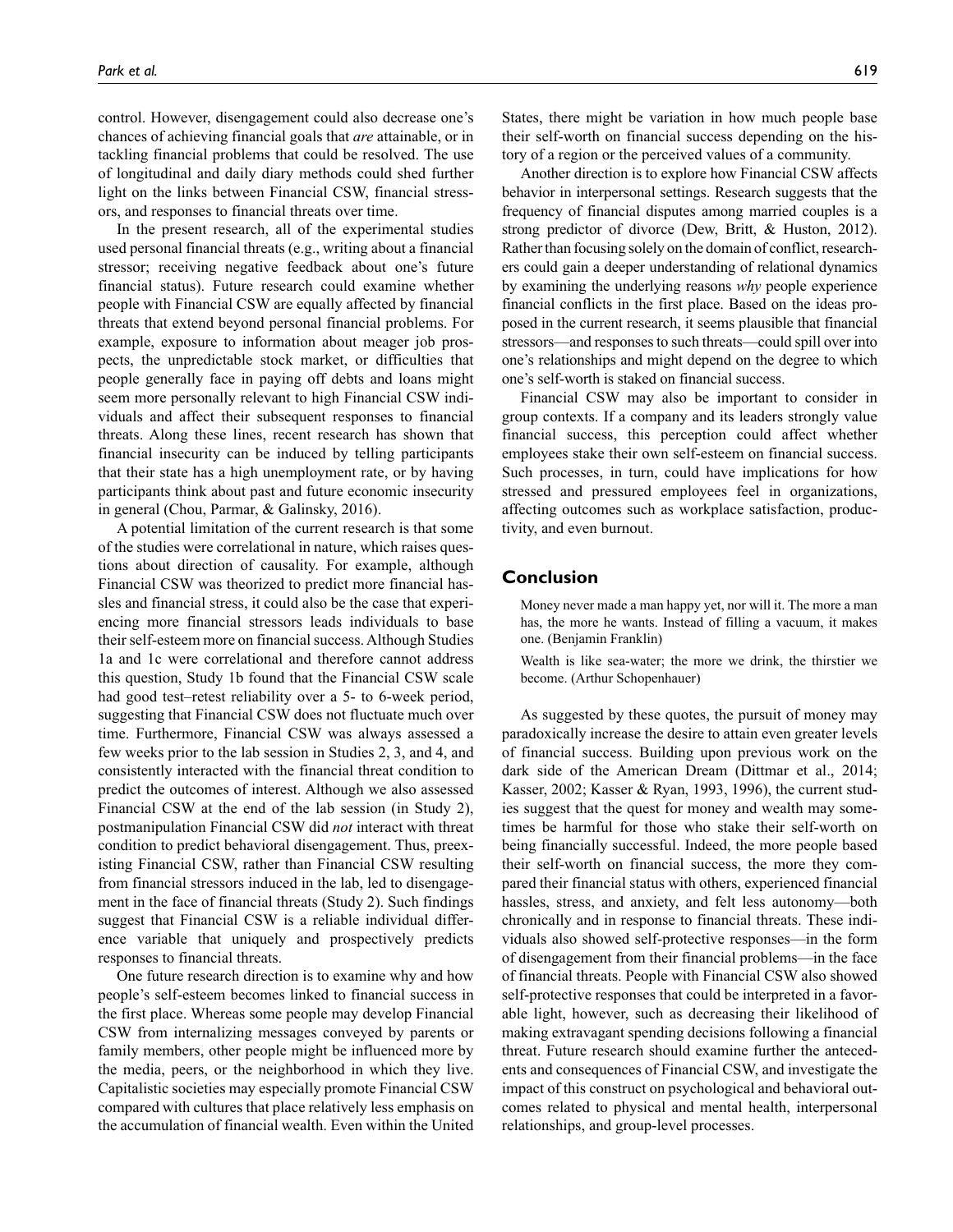control. However, disengagement could also decrease one's chances of achieving financial goals that *are* attainable, or in tackling financial problems that could be resolved. The use of longitudinal and daily diary methods could shed further light on the links between Financial CSW, financial stressors, and responses to financial threats over time.

In the present research, all of the experimental studies used personal financial threats (e.g., writing about a financial stressor; receiving negative feedback about one's future financial status). Future research could examine whether people with Financial CSW are equally affected by financial threats that extend beyond personal financial problems. For example, exposure to information about meager job prospects, the unpredictable stock market, or difficulties that people generally face in paying off debts and loans might seem more personally relevant to high Financial CSW individuals and affect their subsequent responses to financial threats. Along these lines, recent research has shown that financial insecurity can be induced by telling participants that their state has a high unemployment rate, or by having participants think about past and future economic insecurity in general (Chou, Parmar, & Galinsky, 2016).

A potential limitation of the current research is that some of the studies were correlational in nature, which raises questions about direction of causality. For example, although Financial CSW was theorized to predict more financial hassles and financial stress, it could also be the case that experiencing more financial stressors leads individuals to base their self-esteem more on financial success. Although Studies 1a and 1c were correlational and therefore cannot address this question, Study 1b found that the Financial CSW scale had good test–retest reliability over a 5- to 6-week period, suggesting that Financial CSW does not fluctuate much over time. Furthermore, Financial CSW was always assessed a few weeks prior to the lab session in Studies 2, 3, and 4, and consistently interacted with the financial threat condition to predict the outcomes of interest. Although we also assessed Financial CSW at the end of the lab session (in Study 2), postmanipulation Financial CSW did *not* interact with threat condition to predict behavioral disengagement. Thus, preexisting Financial CSW, rather than Financial CSW resulting from financial stressors induced in the lab, led to disengagement in the face of financial threats (Study 2). Such findings suggest that Financial CSW is a reliable individual difference variable that uniquely and prospectively predicts responses to financial threats.

One future research direction is to examine why and how people's self-esteem becomes linked to financial success in the first place. Whereas some people may develop Financial CSW from internalizing messages conveyed by parents or family members, other people might be influenced more by the media, peers, or the neighborhood in which they live. Capitalistic societies may especially promote Financial CSW compared with cultures that place relatively less emphasis on the accumulation of financial wealth. Even within the United States, there might be variation in how much people base their self-worth on financial success depending on the history of a region or the perceived values of a community.

Another direction is to explore how Financial CSW affects behavior in interpersonal settings. Research suggests that the frequency of financial disputes among married couples is a strong predictor of divorce (Dew, Britt, & Huston, 2012). Rather than focusing solely on the domain of conflict, researchers could gain a deeper understanding of relational dynamics by examining the underlying reasons *why* people experience financial conflicts in the first place. Based on the ideas proposed in the current research, it seems plausible that financial stressors—and responses to such threats—could spill over into one's relationships and might depend on the degree to which one's self-worth is staked on financial success.

Financial CSW may also be important to consider in group contexts. If a company and its leaders strongly value financial success, this perception could affect whether employees stake their own self-esteem on financial success. Such processes, in turn, could have implications for how stressed and pressured employees feel in organizations, affecting outcomes such as workplace satisfaction, productivity, and even burnout.

## Conclusion

> Money never made a man happy yet, nor will it. The more a man has, the more he wants. Instead of filling a vacuum, it makes one. (Benjamin Franklin)
>
> Wealth is like sea-water; the more we drink, the thirstier we become. (Arthur Schopenhauer)

As suggested by these quotes, the pursuit of money may paradoxically increase the desire to attain even greater levels of financial success. Building upon previous work on the dark side of the American Dream (Dittmar et al., 2014; Kasser, 2002; Kasser & Ryan, 1993, 1996), the current studies suggest that the quest for money and wealth may sometimes be harmful for those who stake their self-worth on being financially successful. Indeed, the more people based their self-worth on financial success, the more they compared their financial status with others, experienced financial hassles, stress, and anxiety, and felt less autonomy—both chronically and in response to financial threats. These individuals also showed self-protective responses—in the form of disengagement from their financial problems—in the face of financial threats. People with Financial CSW also showed self-protective responses that could be interpreted in a favorable light, however, such as decreasing their likelihood of making extravagant spending decisions following a financial threat. Future research should examine further the antecedents and consequences of Financial CSW, and investigate the impact of this construct on psychological and behavioral outcomes related to physical and mental health, interpersonal relationships, and group-level processes.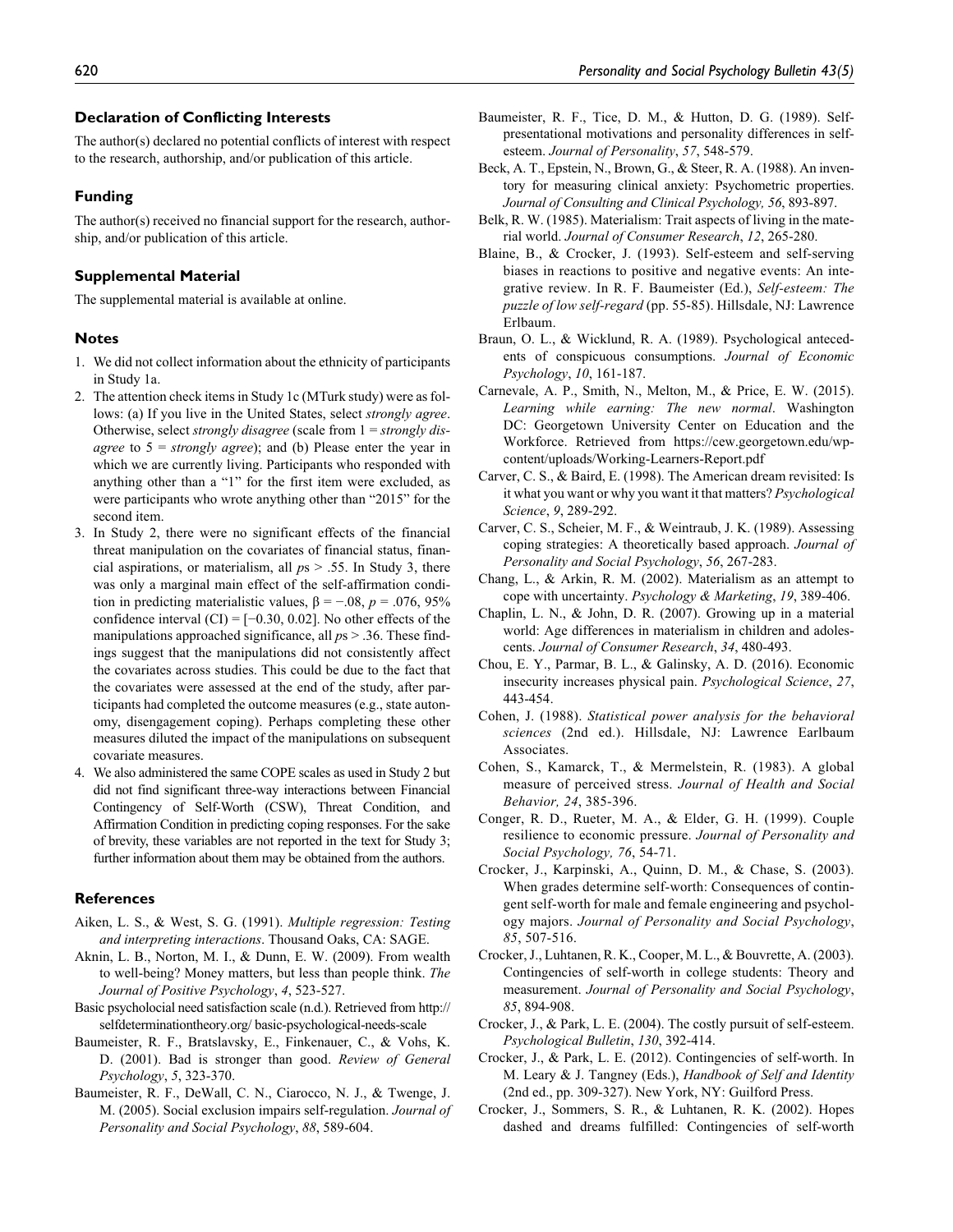## Declaration of Conflicting Interests

The author(s) declared no potential conflicts of interest with respect to the research, authorship, and/or publication of this article.

## Funding

The author(s) received no financial support for the research, authorship, and/or publication of this article.

## Supplemental Material

The supplemental material is available at online.

## Notes

1. We did not collect information about the ethnicity of participants in Study 1a.
2. The attention check items in Study 1c (MTurk study) were as follows: (a) If you live in the United States, select *strongly agree*. Otherwise, select *strongly disagree* (scale from 1 = *strongly disagree* to 5 = *strongly agree*); and (b) Please enter the year in which we are currently living. Participants who responded with anything other than a "1" for the first item were excluded, as were participants who wrote anything other than "2015" for the second item.
3. In Study 2, there were no significant effects of the financial threat manipulation on the covariates of financial status, financial aspirations, or materialism, all $p$s > .55. In Study 3, there was only a marginal main effect of the self-affirmation condition in predicting materialistic values, $\beta = -.08$, $p = .076$, 95% confidence interval (CI) = [−0.30, 0.02]. No other effects of the manipulations approached significance, all $p$s > .36. These findings suggest that the manipulations did not consistently affect the covariates across studies. This could be due to the fact that the covariates were assessed at the end of the study, after participants had completed the outcome measures (e.g., state autonomy, disengagement coping). Perhaps completing these other measures diluted the impact of the manipulations on subsequent covariate measures.
4. We also administered the same COPE scales as used in Study 2 but did not find significant three-way interactions between Financial Contingency of Self-Worth (CSW), Threat Condition, and Affirmation Condition in predicting coping responses. For the sake of brevity, these variables are not reported in the text for Study 3; further information about them may be obtained from the authors.

## References

Aiken, L. S., & West, S. G. (1991). *Multiple regression: Testing and interpreting interactions*. Thousand Oaks, CA: SAGE.

Aknin, L. B., Norton, M. I., & Dunn, E. W. (2009). From wealth to well-being? Money matters, but less than people think. *The Journal of Positive Psychology*, *4*, 523-527.

Basic psycholocial need satisfaction scale (n.d.). Retrieved from http://selfdeterminationtheory.org/ basic-psychological-needs-scale

Baumeister, R. F., Bratslavsky, E., Finkenauer, C., & Vohs, K. D. (2001). Bad is stronger than good. *Review of General Psychology*, *5*, 323-370.

Baumeister, R. F., DeWall, C. N., Ciarocco, N. J., & Twenge, J. M. (2005). Social exclusion impairs self-regulation. *Journal of Personality and Social Psychology*, *88*, 589-604.

Baumeister, R. F., Tice, D. M., & Hutton, D. G. (1989). Self-presentational motivations and personality differences in self-esteem. *Journal of Personality*, *57*, 548-579.

Beck, A. T., Epstein, N., Brown, G., & Steer, R. A. (1988). An inventory for measuring clinical anxiety: Psychometric properties. *Journal of Consulting and Clinical Psychology, 56*, 893-897.

Belk, R. W. (1985). Materialism: Trait aspects of living in the material world. *Journal of Consumer Research*, *12*, 265-280.

Blaine, B., & Crocker, J. (1993). Self-esteem and self-serving biases in reactions to positive and negative events: An integrative review. In R. F. Baumeister (Ed.), *Self-esteem: The puzzle of low self-regard* (pp. 55-85). Hillsdale, NJ: Lawrence Erlbaum.

Braun, O. L., & Wicklund, R. A. (1989). Psychological antecedents of conspicuous consumptions. *Journal of Economic Psychology*, *10*, 161-187.

Carnevale, A. P., Smith, N., Melton, M., & Price, E. W. (2015). *Learning while earning: The new normal*. Washington DC: Georgetown University Center on Education and the Workforce. Retrieved from https://cew.georgetown.edu/wp-content/uploads/Working-Learners-Report.pdf

Carver, C. S., & Baird, E. (1998). The American dream revisited: Is it what you want or why you want it that matters? *Psychological Science*, *9*, 289-292.

Carver, C. S., Scheier, M. F., & Weintraub, J. K. (1989). Assessing coping strategies: A theoretically based approach. *Journal of Personality and Social Psychology*, *56*, 267-283.

Chang, L., & Arkin, R. M. (2002). Materialism as an attempt to cope with uncertainty. *Psychology & Marketing*, *19*, 389-406.

Chaplin, L. N., & John, D. R. (2007). Growing up in a material world: Age differences in materialism in children and adolescents. *Journal of Consumer Research*, *34*, 480-493.

Chou, E. Y., Parmar, B. L., & Galinsky, A. D. (2016). Economic insecurity increases physical pain. *Psychological Science*, *27*, 443-454.

Cohen, J. (1988). *Statistical power analysis for the behavioral sciences* (2nd ed.). Hillsdale, NJ: Lawrence Earlbaum Associates.

Cohen, S., Kamarck, T., & Mermelstein, R. (1983). A global measure of perceived stress. *Journal of Health and Social Behavior, 24*, 385-396.

Conger, R. D., Rueter, M. A., & Elder, G. H. (1999). Couple resilience to economic pressure. *Journal of Personality and Social Psychology, 76*, 54-71.

Crocker, J., Karpinski, A., Quinn, D. M., & Chase, S. (2003). When grades determine self-worth: Consequences of contingent self-worth for male and female engineering and psychology majors. *Journal of Personality and Social Psychology*, *85*, 507-516.

Crocker, J., Luhtanen, R. K., Cooper, M. L., & Bouvrette, A. (2003). Contingencies of self-worth in college students: Theory and measurement. *Journal of Personality and Social Psychology*, *85*, 894-908.

Crocker, J., & Park, L. E. (2004). The costly pursuit of self-esteem. *Psychological Bulletin*, *130*, 392-414.

Crocker, J., & Park, L. E. (2012). Contingencies of self-worth. In M. Leary & J. Tangney (Eds.), *Handbook of Self and Identity* (2nd ed., pp. 309-327). New York, NY: Guilford Press.

Crocker, J., Sommers, S. R., & Luhtanen, R. K. (2002). Hopes dashed and dreams fulfilled: Contingencies of self-worth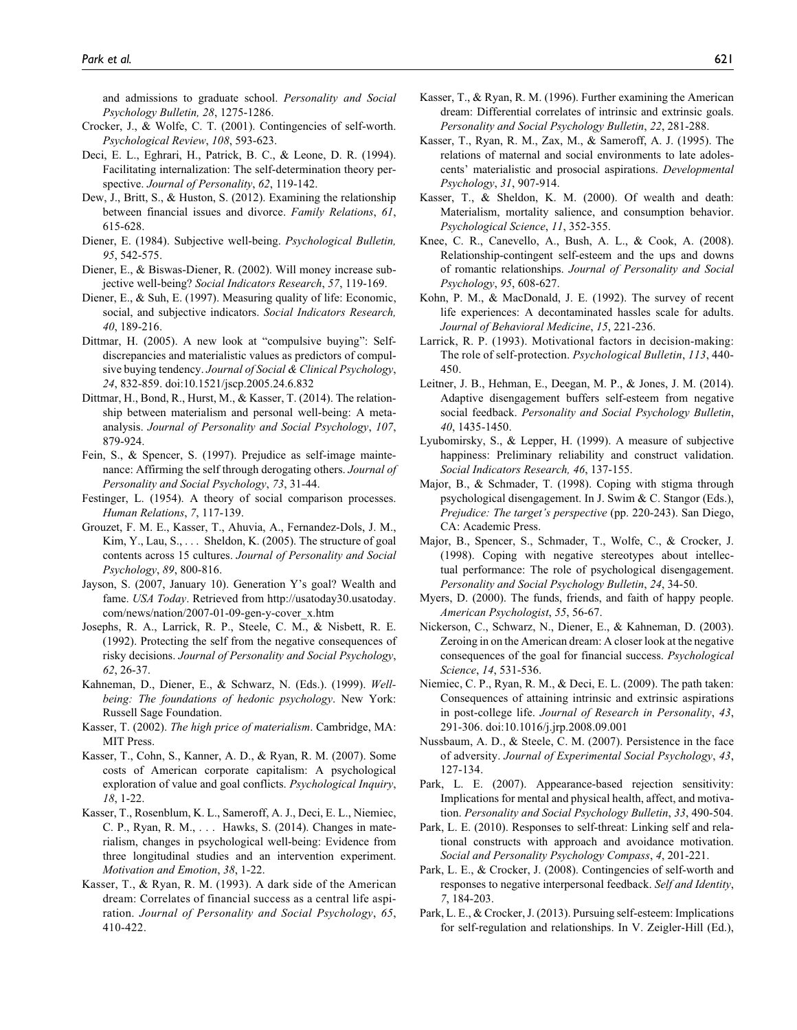and admissions to graduate school. *Personality and Social Psychology Bulletin, 28*, 1275-1286.

Crocker, J., & Wolfe, C. T. (2001). Contingencies of self-worth. *Psychological Review*, *108*, 593-623.

Deci, E. L., Eghrari, H., Patrick, B. C., & Leone, D. R. (1994). Facilitating internalization: The self-determination theory perspective. *Journal of Personality*, *62*, 119-142.

Dew, J., Britt, S., & Huston, S. (2012). Examining the relationship between financial issues and divorce. *Family Relations*, *61*, 615-628.

Diener, E. (1984). Subjective well-being. *Psychological Bulletin, 95*, 542-575.

Diener, E., & Biswas-Diener, R. (2002). Will money increase subjective well-being? *Social Indicators Research*, *57*, 119-169.

Diener, E., & Suh, E. (1997). Measuring quality of life: Economic, social, and subjective indicators. *Social Indicators Research, 40*, 189-216.

Dittmar, H. (2005). A new look at "compulsive buying": Self-discrepancies and materialistic values as predictors of compulsive buying tendency. *Journal of Social & Clinical Psychology*, *24*, 832-859. doi:10.1521/jscp.2005.24.6.832

Dittmar, H., Bond, R., Hurst, M., & Kasser, T. (2014). The relationship between materialism and personal well-being: A meta-analysis. *Journal of Personality and Social Psychology*, *107*, 879-924.

Fein, S., & Spencer, S. (1997). Prejudice as self-image maintenance: Affirming the self through derogating others. *Journal of Personality and Social Psychology*, *73*, 31-44.

Festinger, L. (1954). A theory of social comparison processes. *Human Relations*, *7*, 117-139.

Grouzet, F. M. E., Kasser, T., Ahuvia, A., Fernandez-Dols, J. M., Kim, Y., Lau, S., . . . Sheldon, K. (2005). The structure of goal contents across 15 cultures. *Journal of Personality and Social Psychology*, *89*, 800-816.

Jayson, S. (2007, January 10). Generation Y's goal? Wealth and fame. *USA Today*. Retrieved from http://usatoday30.usatoday.com/news/nation/2007-01-09-gen-y-cover_x.htm

Josephs, R. A., Larrick, R. P., Steele, C. M., & Nisbett, R. E. (1992). Protecting the self from the negative consequences of risky decisions. *Journal of Personality and Social Psychology*, *62*, 26-37.

Kahneman, D., Diener, E., & Schwarz, N. (Eds.). (1999). *Well-being: The foundations of hedonic psychology*. New York: Russell Sage Foundation.

Kasser, T. (2002). *The high price of materialism*. Cambridge, MA: MIT Press.

Kasser, T., Cohn, S., Kanner, A. D., & Ryan, R. M. (2007). Some costs of American corporate capitalism: A psychological exploration of value and goal conflicts. *Psychological Inquiry*, *18*, 1-22.

Kasser, T., Rosenblum, K. L., Sameroff, A. J., Deci, E. L., Niemiec, C. P., Ryan, R. M., . . . Hawks, S. (2014). Changes in materialism, changes in psychological well-being: Evidence from three longitudinal studies and an intervention experiment. *Motivation and Emotion*, *38*, 1-22.

Kasser, T., & Ryan, R. M. (1993). A dark side of the American dream: Correlates of financial success as a central life aspiration. *Journal of Personality and Social Psychology*, *65*, 410-422.

Kasser, T., & Ryan, R. M. (1996). Further examining the American dream: Differential correlates of intrinsic and extrinsic goals. *Personality and Social Psychology Bulletin*, *22*, 281-288.

Kasser, T., Ryan, R. M., Zax, M., & Sameroff, A. J. (1995). The relations of maternal and social environments to late adolescents' materialistic and prosocial aspirations. *Developmental Psychology*, *31*, 907-914.

Kasser, T., & Sheldon, K. M. (2000). Of wealth and death: Materialism, mortality salience, and consumption behavior. *Psychological Science*, *11*, 352-355.

Knee, C. R., Canevello, A., Bush, A. L., & Cook, A. (2008). Relationship-contingent self-esteem and the ups and downs of romantic relationships. *Journal of Personality and Social Psychology*, *95*, 608-627.

Kohn, P. M., & MacDonald, J. E. (1992). The survey of recent life experiences: A decontaminated hassles scale for adults. *Journal of Behavioral Medicine*, *15*, 221-236.

Larrick, R. P. (1993). Motivational factors in decision-making: The role of self-protection. *Psychological Bulletin*, *113*, 440-450.

Leitner, J. B., Hehman, E., Deegan, M. P., & Jones, J. M. (2014). Adaptive disengagement buffers self-esteem from negative social feedback. *Personality and Social Psychology Bulletin*, *40*, 1435-1450.

Lyubomirsky, S., & Lepper, H. (1999). A measure of subjective happiness: Preliminary reliability and construct validation. *Social Indicators Research, 46*, 137-155.

Major, B., & Schmader, T. (1998). Coping with stigma through psychological disengagement. In J. Swim & C. Stangor (Eds.), *Prejudice: The target's perspective* (pp. 220-243). San Diego, CA: Academic Press.

Major, B., Spencer, S., Schmader, T., Wolfe, C., & Crocker, J. (1998). Coping with negative stereotypes about intellectual performance: The role of psychological disengagement. *Personality and Social Psychology Bulletin*, *24*, 34-50.

Myers, D. (2000). The funds, friends, and faith of happy people. *American Psychologist*, *55*, 56-67.

Nickerson, C., Schwarz, N., Diener, E., & Kahneman, D. (2003). Zeroing in on the American dream: A closer look at the negative consequences of the goal for financial success. *Psychological Science*, *14*, 531-536.

Niemiec, C. P., Ryan, R. M., & Deci, E. L. (2009). The path taken: Consequences of attaining intrinsic and extrinsic aspirations in post-college life. *Journal of Research in Personality*, *43*, 291-306. doi:10.1016/j.jrp.2008.09.001

Nussbaum, A. D., & Steele, C. M. (2007). Persistence in the face of adversity. *Journal of Experimental Social Psychology*, *43*, 127-134.

Park, L. E. (2007). Appearance-based rejection sensitivity: Implications for mental and physical health, affect, and motivation. *Personality and Social Psychology Bulletin*, *33*, 490-504.

Park, L. E. (2010). Responses to self-threat: Linking self and relational constructs with approach and avoidance motivation. *Social and Personality Psychology Compass*, *4*, 201-221.

Park, L. E., & Crocker, J. (2008). Contingencies of self-worth and responses to negative interpersonal feedback. *Self and Identity*, *7*, 184-203.

Park, L. E., & Crocker, J. (2013). Pursuing self-esteem: Implications for self-regulation and relationships. In V. Zeigler-Hill (Ed.),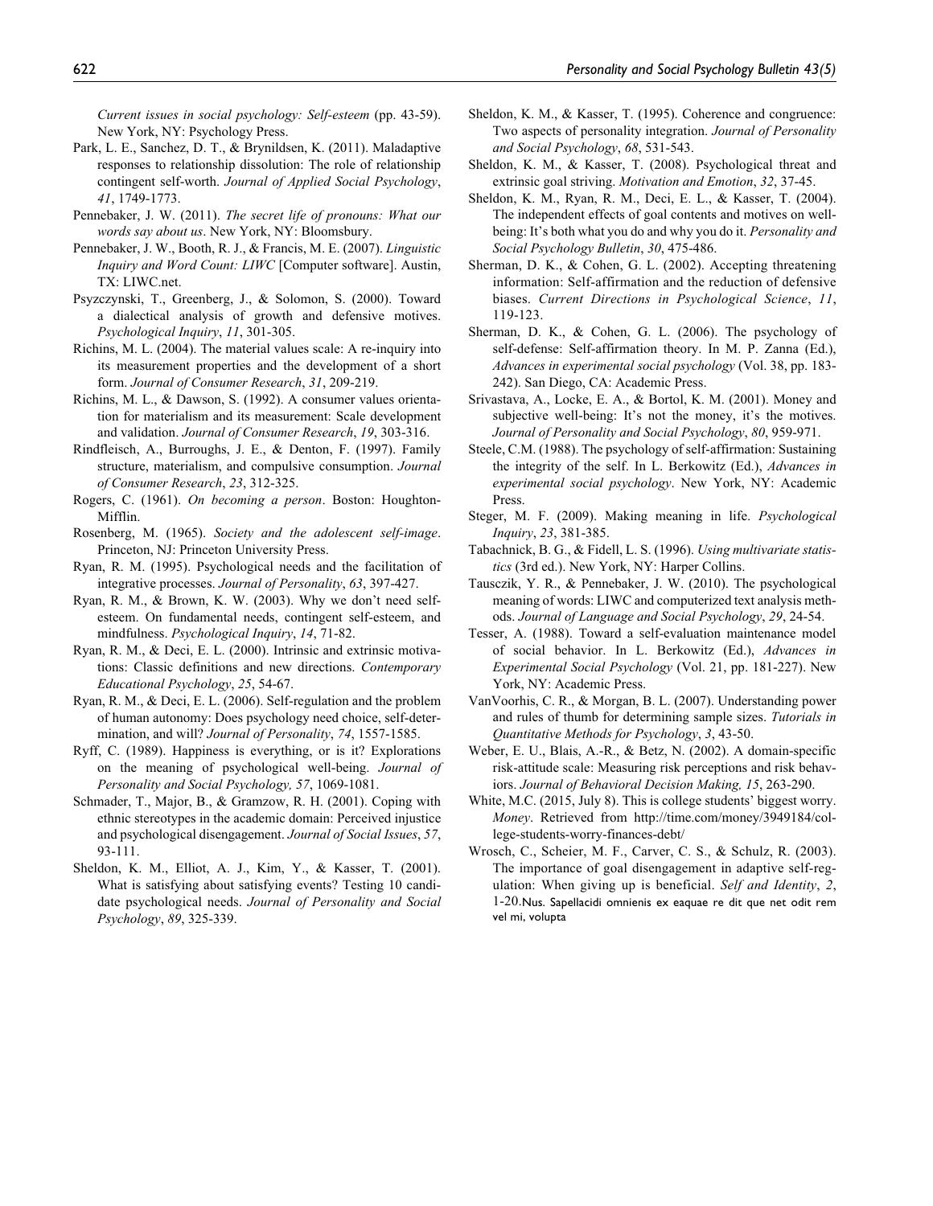*Current issues in social psychology: Self-esteem* (pp. 43-59). New York, NY: Psychology Press.

Park, L. E., Sanchez, D. T., & Brynildsen, K. (2011). Maladaptive responses to relationship dissolution: The role of relationship contingent self-worth. *Journal of Applied Social Psychology*, *41*, 1749-1773.

Pennebaker, J. W. (2011). *The secret life of pronouns: What our words say about us*. New York, NY: Bloomsbury.

Pennebaker, J. W., Booth, R. J., & Francis, M. E. (2007). *Linguistic Inquiry and Word Count: LIWC* [Computer software]. Austin, TX: LIWC.net.

Psyzczynski, T., Greenberg, J., & Solomon, S. (2000). Toward a dialectical analysis of growth and defensive motives. *Psychological Inquiry*, *11*, 301-305.

Richins, M. L. (2004). The material values scale: A re-inquiry into its measurement properties and the development of a short form. *Journal of Consumer Research*, *31*, 209-219.

Richins, M. L., & Dawson, S. (1992). A consumer values orientation for materialism and its measurement: Scale development and validation. *Journal of Consumer Research*, *19*, 303-316.

Rindfleisch, A., Burroughs, J. E., & Denton, F. (1997). Family structure, materialism, and compulsive consumption. *Journal of Consumer Research*, *23*, 312-325.

Rogers, C. (1961). *On becoming a person*. Boston: Houghton-Mifflin.

Rosenberg, M. (1965). *Society and the adolescent self-image*. Princeton, NJ: Princeton University Press.

Ryan, R. M. (1995). Psychological needs and the facilitation of integrative processes. *Journal of Personality*, *63*, 397-427.

Ryan, R. M., & Brown, K. W. (2003). Why we don't need self-esteem. On fundamental needs, contingent self-esteem, and mindfulness. *Psychological Inquiry*, *14*, 71-82.

Ryan, R. M., & Deci, E. L. (2000). Intrinsic and extrinsic motivations: Classic definitions and new directions. *Contemporary Educational Psychology*, *25*, 54-67.

Ryan, R. M., & Deci, E. L. (2006). Self-regulation and the problem of human autonomy: Does psychology need choice, self-determination, and will? *Journal of Personality*, *74*, 1557-1585.

Ryff, C. (1989). Happiness is everything, or is it? Explorations on the meaning of psychological well-being. *Journal of Personality and Social Psychology, 57*, 1069-1081.

Schmader, T., Major, B., & Gramzow, R. H. (2001). Coping with ethnic stereotypes in the academic domain: Perceived injustice and psychological disengagement. *Journal of Social Issues*, *57*, 93-111.

Sheldon, K. M., Elliot, A. J., Kim, Y., & Kasser, T. (2001). What is satisfying about satisfying events? Testing 10 candidate psychological needs. *Journal of Personality and Social Psychology*, *89*, 325-339.

Sheldon, K. M., & Kasser, T. (1995). Coherence and congruence: Two aspects of personality integration. *Journal of Personality and Social Psychology*, *68*, 531-543.

Sheldon, K. M., & Kasser, T. (2008). Psychological threat and extrinsic goal striving. *Motivation and Emotion*, *32*, 37-45.

Sheldon, K. M., Ryan, R. M., Deci, E. L., & Kasser, T. (2004). The independent effects of goal contents and motives on well-being: It's both what you do and why you do it. *Personality and Social Psychology Bulletin*, *30*, 475-486.

Sherman, D. K., & Cohen, G. L. (2002). Accepting threatening information: Self-affirmation and the reduction of defensive biases. *Current Directions in Psychological Science*, *11*, 119-123.

Sherman, D. K., & Cohen, G. L. (2006). The psychology of self-defense: Self-affirmation theory. In M. P. Zanna (Ed.), *Advances in experimental social psychology* (Vol. 38, pp. 183-242). San Diego, CA: Academic Press.

Srivastava, A., Locke, E. A., & Bortol, K. M. (2001). Money and subjective well-being: It's not the money, it's the motives. *Journal of Personality and Social Psychology*, *80*, 959-971.

Steele, C.M. (1988). The psychology of self-affirmation: Sustaining the integrity of the self. In L. Berkowitz (Ed.), *Advances in experimental social psychology*. New York, NY: Academic Press.

Steger, M. F. (2009). Making meaning in life. *Psychological Inquiry*, *23*, 381-385.

Tabachnick, B. G., & Fidell, L. S. (1996). *Using multivariate statistics* (3rd ed.). New York, NY: Harper Collins.

Tausczik, Y. R., & Pennebaker, J. W. (2010). The psychological meaning of words: LIWC and computerized text analysis methods. *Journal of Language and Social Psychology*, *29*, 24-54.

Tesser, A. (1988). Toward a self-evaluation maintenance model of social behavior. In L. Berkowitz (Ed.), *Advances in Experimental Social Psychology* (Vol. 21, pp. 181-227). New York, NY: Academic Press.

VanVoorhis, C. R., & Morgan, B. L. (2007). Understanding power and rules of thumb for determining sample sizes. *Tutorials in Quantitative Methods for Psychology*, *3*, 43-50.

Weber, E. U., Blais, A.-R., & Betz, N. (2002). A domain-specific risk-attitude scale: Measuring risk perceptions and risk behaviors. *Journal of Behavioral Decision Making, 15*, 263-290.

White, M.C. (2015, July 8). This is college students' biggest worry. *Money*. Retrieved from http://time.com/money/3949184/college-students-worry-finances-debt/

Wrosch, C., Scheier, M. F., Carver, C. S., & Schulz, R. (2003). The importance of goal disengagement in adaptive self-regulation: When giving up is beneficial. *Self and Identity*, *2*, 1-20.Nus. Sapellacidi omnienis ex eaquae re dit que net odit rem vel mi, volupta